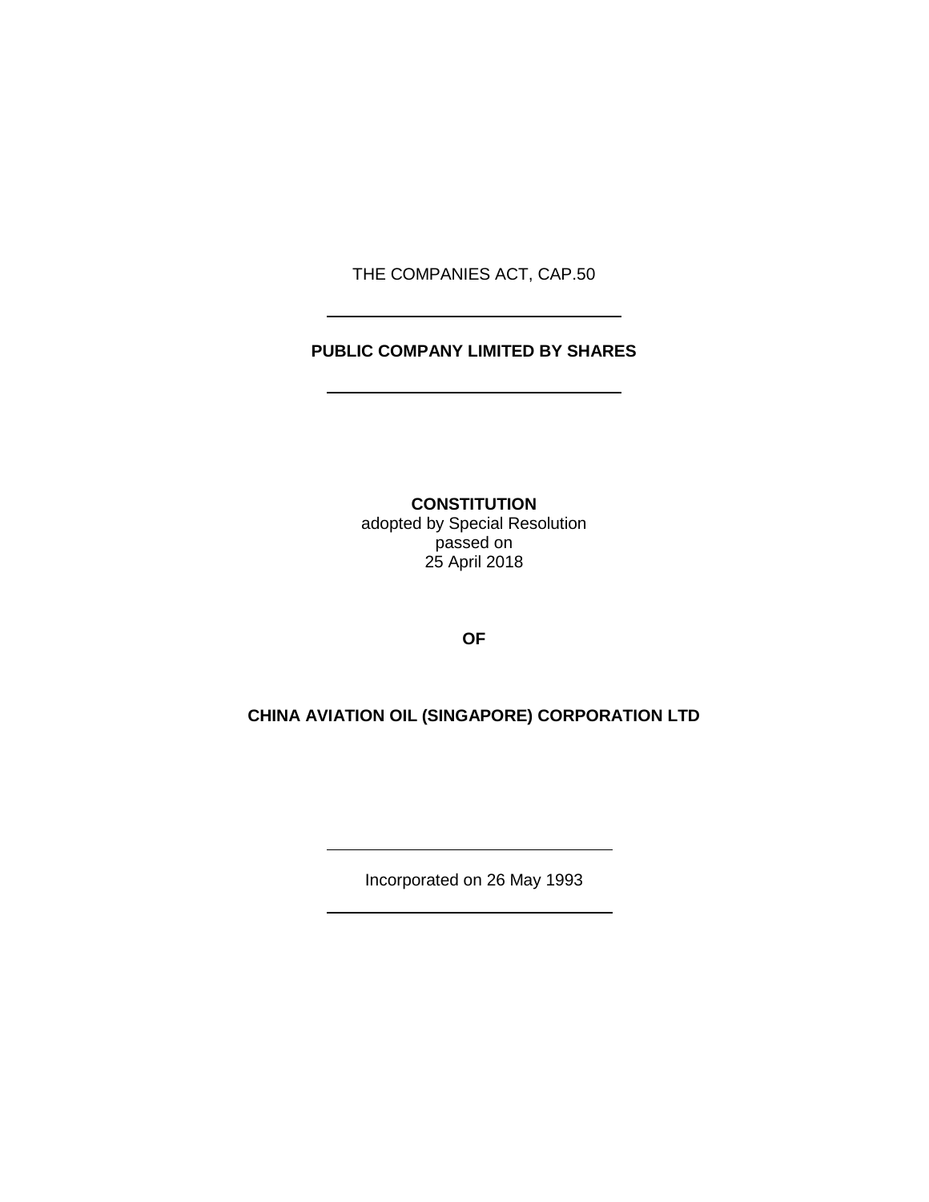THE COMPANIES ACT, CAP.50

---

**PUBLIC COMPANY LIMITED BY SHARES**

---

**CONSTITUTION**
adopted by Special Resolution
passed on
25 April 2018

**OF**

**CHINA AVIATION OIL (SINGAPORE) CORPORATION LTD**

---

Incorporated on 26 May 1993

---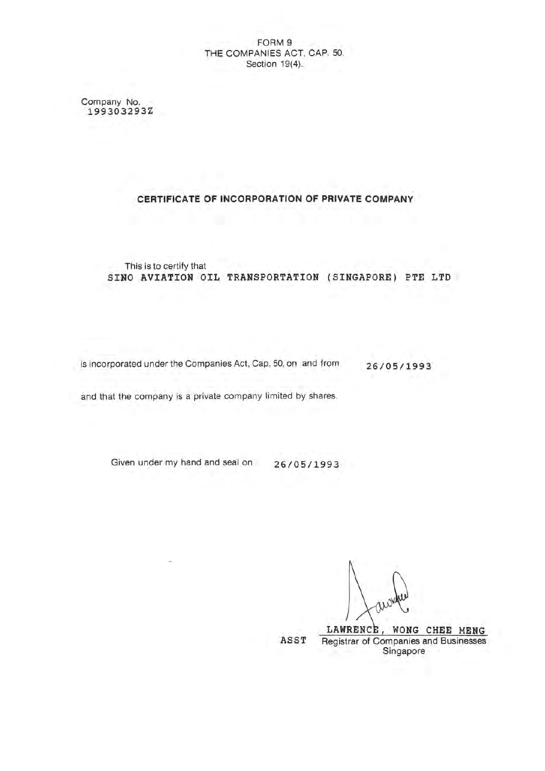FORM 9
THE COMPANIES ACT, CAP. 50.
Section 19(4).

Company No.
199303293Z

## CERTIFICATE OF INCORPORATION OF PRIVATE COMPANY

This is to certify that
SINO AVIATION OIL TRANSPORTATION (SINGAPORE) PTE LTD

is incorporated under the Companies Act, Cap. 50, on and from 26/05/1993

and that the company is a private company limited by shares.

Given under my hand and seal on 26/05/1993

LAWRENCE, WONG CHEE MENG
ASST Registrar of Companies and Businesses
Singapore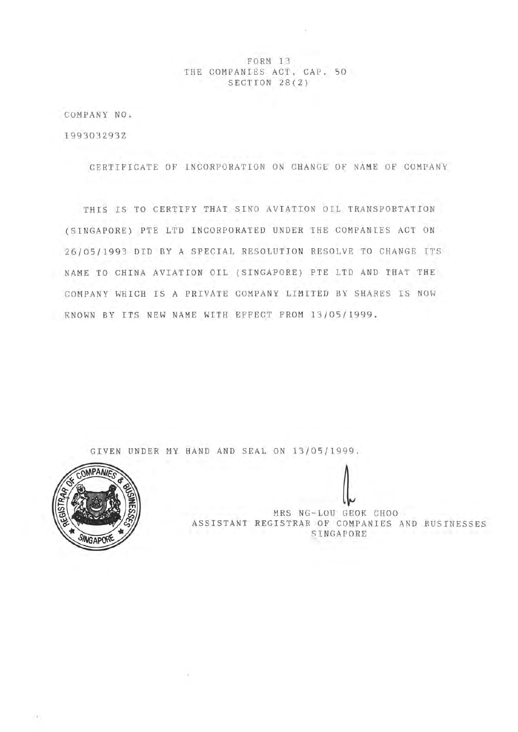FORM 13
THE COMPANIES ACT, CAP. 50
SECTION 28(2)

COMPANY NO.

199303293Z

CERTIFICATE OF INCORPORATION ON CHANGE OF NAME OF COMPANY

THIS IS TO CERTIFY THAT SINO AVIATION OIL TRANSPORTATION (SINGAPORE) PTE LTD INCORPORATED UNDER THE COMPANIES ACT ON 26/05/1993 DID BY A SPECIAL RESOLUTION RESOLVE TO CHANGE ITS NAME TO CHINA AVIATION OIL (SINGAPORE) PTE LTD AND THAT THE COMPANY WHICH IS A PRIVATE COMPANY LIMITED BY SHARES IS NOW KNOWN BY ITS NEW NAME WITH EFFECT FROM 13/05/1999.

GIVEN UNDER MY HAND AND SEAL ON 13/05/1999.

REGISTRAR OF COMPANIES & BUSINESSES SINGAPORE

MRS NG-LOU GEOK CHOO
ASSISTANT REGISTRAR OF COMPANIES AND BUSINESSES
SINGAPORE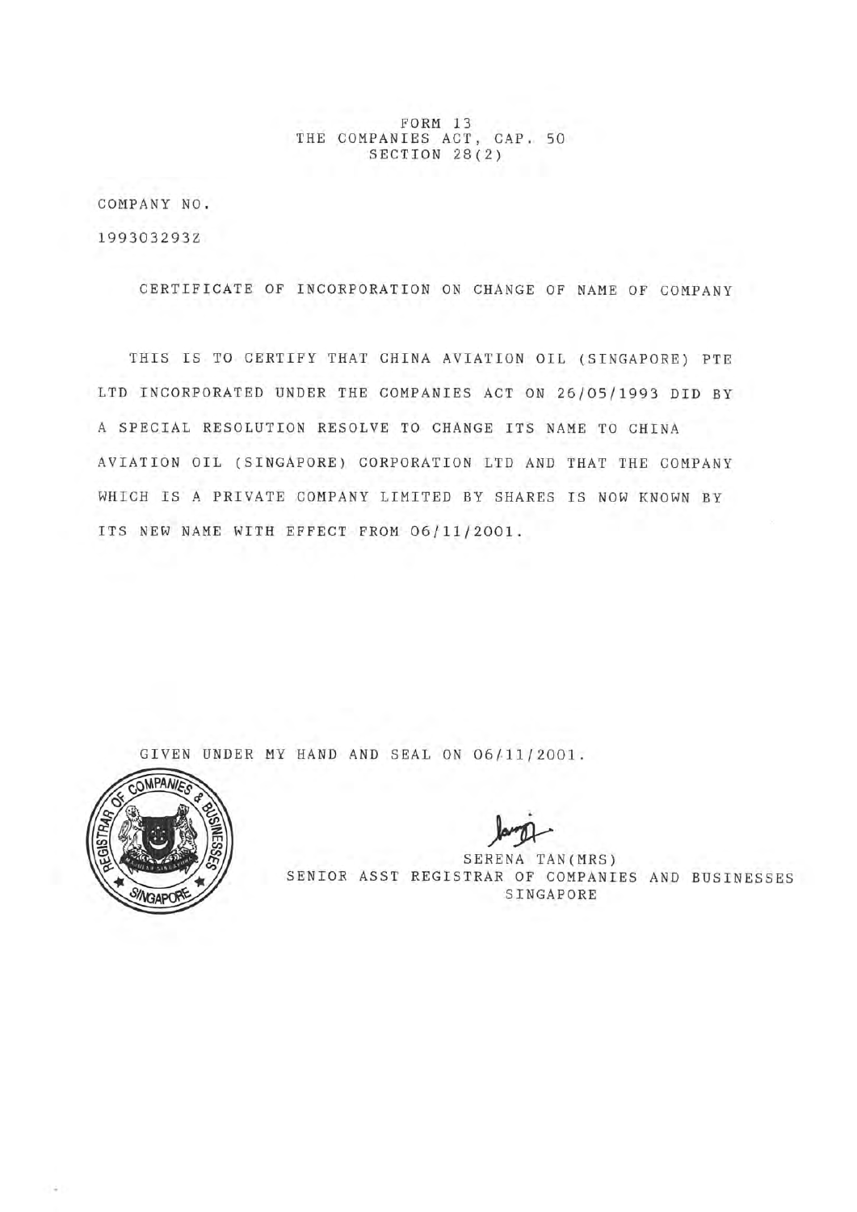FORM 13
THE COMPANIES ACT, CAP. 50
SECTION 28(2)

COMPANY NO.

199303293Z

CERTIFICATE OF INCORPORATION ON CHANGE OF NAME OF COMPANY

THIS IS TO CERTIFY THAT CHINA AVIATION OIL (SINGAPORE) PTE LTD INCORPORATED UNDER THE COMPANIES ACT ON 26/05/1993 DID BY A SPECIAL RESOLUTION RESOLVE TO CHANGE ITS NAME TO CHINA AVIATION OIL (SINGAPORE) CORPORATION LTD AND THAT THE COMPANY WHICH IS A PRIVATE COMPANY LIMITED BY SHARES IS NOW KNOWN BY ITS NEW NAME WITH EFFECT FROM 06/11/2001.

GIVEN UNDER MY HAND AND SEAL ON 06/11/2001.

REGISTRAR OF COMPANIES & BUSINESSES SINGAPORE

SERENA TAN(MRS)
SENIOR ASST REGISTRAR OF COMPANIES AND BUSINESSES
SINGAPORE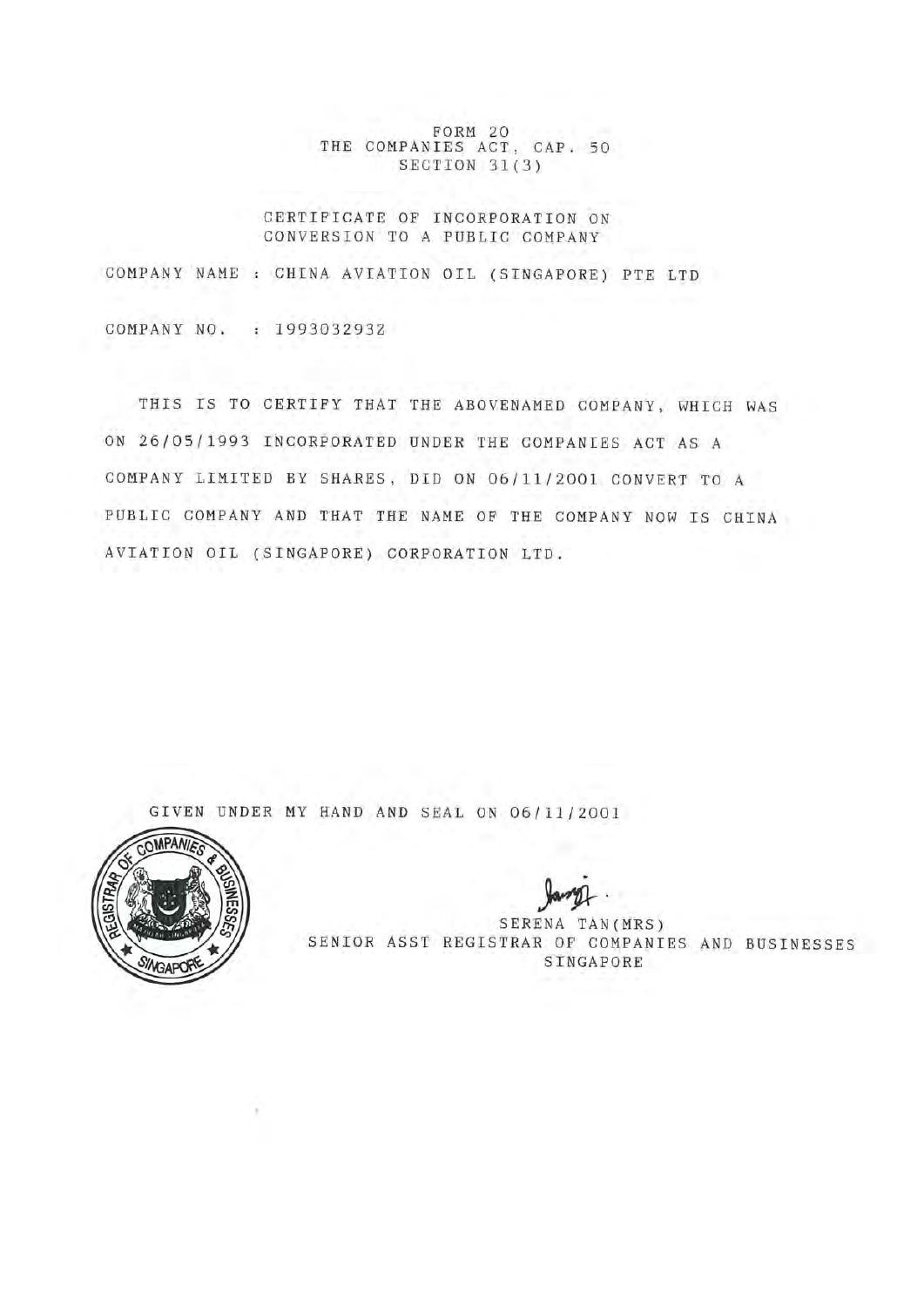FORM 20
THE COMPANIES ACT, CAP. 50
SECTION 31(3)

CERTIFICATE OF INCORPORATION ON
CONVERSION TO A PUBLIC COMPANY

COMPANY NAME : CHINA AVIATION OIL (SINGAPORE) PTE LTD

COMPANY NO. : 199303293Z

THIS IS TO CERTIFY THAT THE ABOVENAMED COMPANY, WHICH WAS ON 26/05/1993 INCORPORATED UNDER THE COMPANIES ACT AS A COMPANY LIMITED BY SHARES, DID ON 06/11/2001 CONVERT TO A PUBLIC COMPANY AND THAT THE NAME OF THE COMPANY NOW IS CHINA AVIATION OIL (SINGAPORE) CORPORATION LTD.

GIVEN UNDER MY HAND AND SEAL ON 06/11/2001

REGISTRAR OF COMPANIES & BUSINESSES SINGAPORE

SERENA TAN(MRS)
SENIOR ASST REGISTRAR OF COMPANIES AND BUSINESSES
SINGAPORE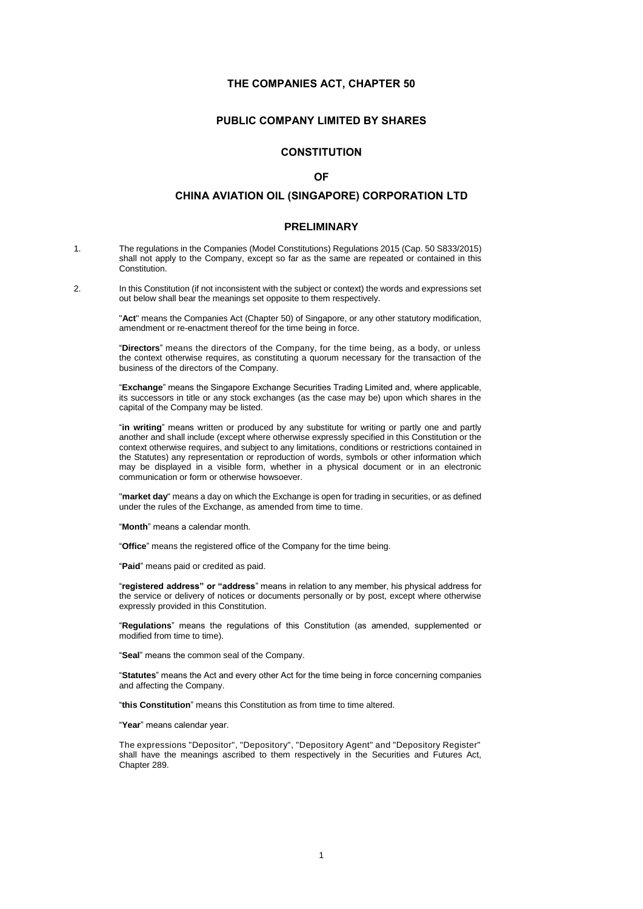# THE COMPANIES ACT, CHAPTER 50

## PUBLIC COMPANY LIMITED BY SHARES

## CONSTITUTION

## OF

## CHINA AVIATION OIL (SINGAPORE) CORPORATION LTD

### PRELIMINARY

1. The regulations in the Companies (Model Constitutions) Regulations 2015 (Cap. 50 S833/2015) shall not apply to the Company, except so far as the same are repeated or contained in this Constitution.

2. In this Constitution (if not inconsistent with the subject or context) the words and expressions set out below shall bear the meanings set opposite to them respectively.

"**Act**" means the Companies Act (Chapter 50) of Singapore, or any other statutory modification, amendment or re-enactment thereof for the time being in force.

"**Directors**" means the directors of the Company, for the time being, as a body, or unless the context otherwise requires, as constituting a quorum necessary for the transaction of the business of the directors of the Company.

"**Exchange**" means the Singapore Exchange Securities Trading Limited and, where applicable, its successors in title or any stock exchanges (as the case may be) upon which shares in the capital of the Company may be listed.

"**in writing**" means written or produced by any substitute for writing or partly one and partly another and shall include (except where otherwise expressly specified in this Constitution or the context otherwise requires, and subject to any limitations, conditions or restrictions contained in the Statutes) any representation or reproduction of words, symbols or other information which may be displayed in a visible form, whether in a physical document or in an electronic communication or form or otherwise howsoever.

"**market day**" means a day on which the Exchange is open for trading in securities, or as defined under the rules of the Exchange, as amended from time to time.

"**Month**" means a calendar month.

"**Office**" means the registered office of the Company for the time being.

"**Paid**" means paid or credited as paid.

"**registered address" or "address**" means in relation to any member, his physical address for the service or delivery of notices or documents personally or by post, except where otherwise expressly provided in this Constitution.

"**Regulations**" means the regulations of this Constitution (as amended, supplemented or modified from time to time).

"**Seal**" means the common seal of the Company.

"**Statutes**" means the Act and every other Act for the time being in force concerning companies and affecting the Company.

"**this Constitution**" means this Constitution as from time to time altered.

"**Year**" means calendar year.

The expressions "Depositor", "Depository", "Depository Agent" and "Depository Register" shall have the meanings ascribed to them respectively in the Securities and Futures Act, Chapter 289.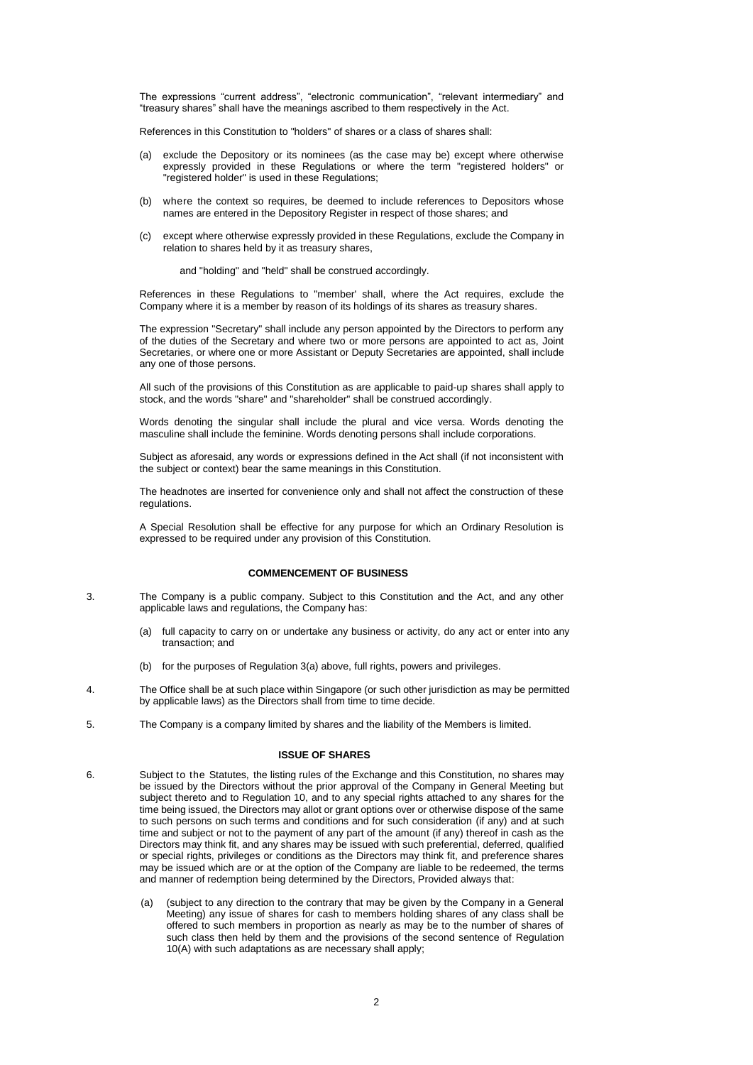The expressions "current address", "electronic communication", "relevant intermediary" and "treasury shares" shall have the meanings ascribed to them respectively in the Act.

References in this Constitution to "holders" of shares or a class of shares shall:

(a) exclude the Depository or its nominees (as the case may be) except where otherwise expressly provided in these Regulations or where the term "registered holders" or "registered holder" is used in these Regulations;

(b) where the context so requires, be deemed to include references to Depositors whose names are entered in the Depository Register in respect of those shares; and

(c) except where otherwise expressly provided in these Regulations, exclude the Company in relation to shares held by it as treasury shares,

and "holding" and "held" shall be construed accordingly.

References in these Regulations to "member' shall, where the Act requires, exclude the Company where it is a member by reason of its holdings of its shares as treasury shares.

The expression "Secretary" shall include any person appointed by the Directors to perform any of the duties of the Secretary and where two or more persons are appointed to act as, Joint Secretaries, or where one or more Assistant or Deputy Secretaries are appointed, shall include any one of those persons.

All such of the provisions of this Constitution as are applicable to paid-up shares shall apply to stock, and the words "share" and "shareholder" shall be construed accordingly.

Words denoting the singular shall include the plural and vice versa. Words denoting the masculine shall include the feminine. Words denoting persons shall include corporations.

Subject as aforesaid, any words or expressions defined in the Act shall (if not inconsistent with the subject or context) bear the same meanings in this Constitution.

The headnotes are inserted for convenience only and shall not affect the construction of these regulations.

A Special Resolution shall be effective for any purpose for which an Ordinary Resolution is expressed to be required under any provision of this Constitution.

## COMMENCEMENT OF BUSINESS

3. The Company is a public company. Subject to this Constitution and the Act, and any other applicable laws and regulations, the Company has:

   (a) full capacity to carry on or undertake any business or activity, do any act or enter into any transaction; and

   (b) for the purposes of Regulation 3(a) above, full rights, powers and privileges.

4. The Office shall be at such place within Singapore (or such other jurisdiction as may be permitted by applicable laws) as the Directors shall from time to time decide.

5. The Company is a company limited by shares and the liability of the Members is limited.

## ISSUE OF SHARES

6. Subject to the Statutes, the listing rules of the Exchange and this Constitution, no shares may be issued by the Directors without the prior approval of the Company in General Meeting but subject thereto and to Regulation 10, and to any special rights attached to any shares for the time being issued, the Directors may allot or grant options over or otherwise dispose of the same to such persons on such terms and conditions and for such consideration (if any) and at such time and subject or not to the payment of any part of the amount (if any) thereof in cash as the Directors may think fit, and any shares may be issued with such preferential, deferred, qualified or special rights, privileges or conditions as the Directors may think fit, and preference shares may be issued which are or at the option of the Company are liable to be redeemed, the terms and manner of redemption being determined by the Directors, Provided always that:

   (a) (subject to any direction to the contrary that may be given by the Company in a General Meeting) any issue of shares for cash to members holding shares of any class shall be offered to such members in proportion as nearly as may be to the number of shares of such class then held by them and the provisions of the second sentence of Regulation 10(A) with such adaptations as are necessary shall apply;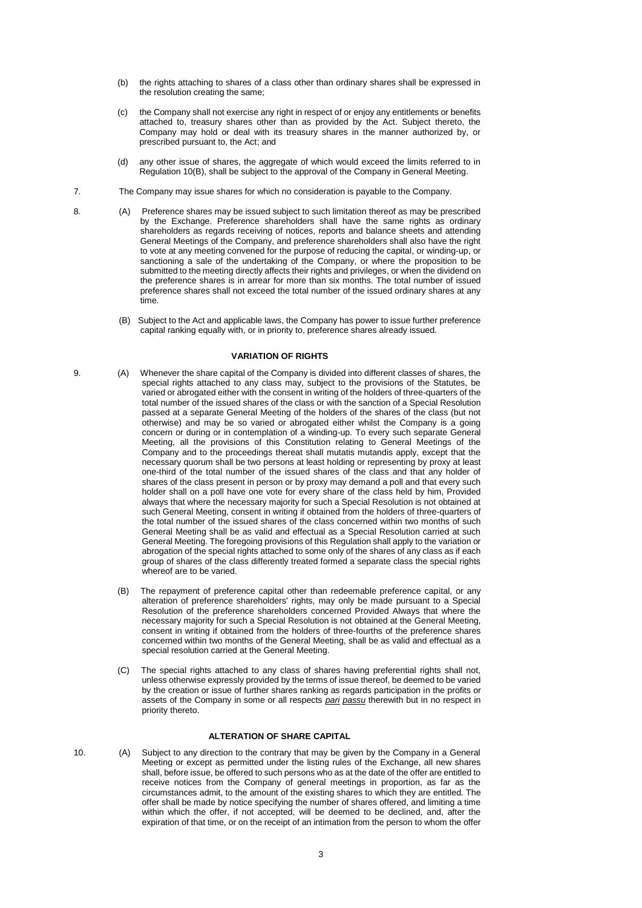(b) the rights attaching to shares of a class other than ordinary shares shall be expressed in the resolution creating the same;

(c) the Company shall not exercise any right in respect of or enjoy any entitlements or benefits attached to, treasury shares other than as provided by the Act. Subject thereto, the Company may hold or deal with its treasury shares in the manner authorized by, or prescribed pursuant to, the Act; and

(d) any other issue of shares, the aggregate of which would exceed the limits referred to in Regulation 10(B), shall be subject to the approval of the Company in General Meeting.

7. The Company may issue shares for which no consideration is payable to the Company.

8. (A) Preference shares may be issued subject to such limitation thereof as may be prescribed by the Exchange. Preference shareholders shall have the same rights as ordinary shareholders as regards receiving of notices, reports and balance sheets and attending General Meetings of the Company, and preference shareholders shall also have the right to vote at any meeting convened for the purpose of reducing the capital, or winding-up, or sanctioning a sale of the undertaking of the Company, or where the proposition to be submitted to the meeting directly affects their rights and privileges, or when the dividend on the preference shares is in arrear for more than six months. The total number of issued preference shares shall not exceed the total number of the issued ordinary shares at any time.

(B) Subject to the Act and applicable laws, the Company has power to issue further preference capital ranking equally with, or in priority to, preference shares already issued.

## VARIATION OF RIGHTS

9. (A) Whenever the share capital of the Company is divided into different classes of shares, the special rights attached to any class may, subject to the provisions of the Statutes, be varied or abrogated either with the consent in writing of the holders of three-quarters of the total number of the issued shares of the class or with the sanction of a Special Resolution passed at a separate General Meeting of the holders of the shares of the class (but not otherwise) and may be so varied or abrogated either whilst the Company is a going concern or during or in contemplation of a winding-up. To every such separate General Meeting, all the provisions of this Constitution relating to General Meetings of the Company and to the proceedings thereat shall mutatis mutandis apply, except that the necessary quorum shall be two persons at least holding or representing by proxy at least one-third of the total number of the issued shares of the class and that any holder of shares of the class present in person or by proxy may demand a poll and that every such holder shall on a poll have one vote for every share of the class held by him, Provided always that where the necessary majority for such a Special Resolution is not obtained at such General Meeting, consent in writing if obtained from the holders of three-quarters of the total number of the issued shares of the class concerned within two months of such General Meeting shall be as valid and effectual as a Special Resolution carried at such General Meeting. The foregoing provisions of this Regulation shall apply to the variation or abrogation of the special rights attached to some only of the shares of any class as if each group of shares of the class differently treated formed a separate class the special rights whereof are to be varied.

(B) The repayment of preference capital other than redeemable preference capital, or any alteration of preference shareholders' rights, may only be made pursuant to a Special Resolution of the preference shareholders concerned Provided Always that where the necessary majority for such a Special Resolution is not obtained at the General Meeting, consent in writing if obtained from the holders of three-fourths of the preference shares concerned within two months of the General Meeting, shall be as valid and effectual as a special resolution carried at the General Meeting.

(C) The special rights attached to any class of shares having preferential rights shall not, unless otherwise expressly provided by the terms of issue thereof, be deemed to be varied by the creation or issue of further shares ranking as regards participation in the profits or assets of the Company in some or all respects _pari passu_ therewith but in no respect in priority thereto.

## ALTERATION OF SHARE CAPITAL

10. (A) Subject to any direction to the contrary that may be given by the Company in a General Meeting or except as permitted under the listing rules of the Exchange, all new shares shall, before issue, be offered to such persons who as at the date of the offer are entitled to receive notices from the Company of general meetings in proportion, as far as the circumstances admit, to the amount of the existing shares to which they are entitled. The offer shall be made by notice specifying the number of shares offered, and limiting a time within which the offer, if not accepted, will be deemed to be declined, and, after the expiration of that time, or on the receipt of an intimation from the person to whom the offer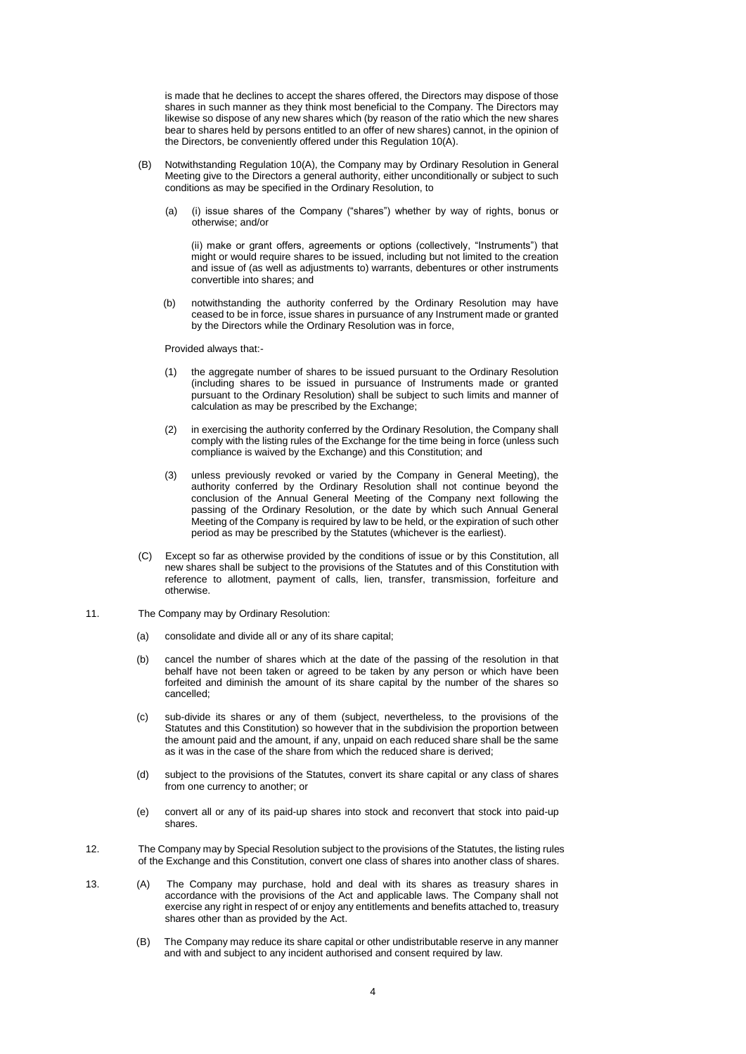is made that he declines to accept the shares offered, the Directors may dispose of those shares in such manner as they think most beneficial to the Company. The Directors may likewise so dispose of any new shares which (by reason of the ratio which the new shares bear to shares held by persons entitled to an offer of new shares) cannot, in the opinion of the Directors, be conveniently offered under this Regulation 10(A).

(B) Notwithstanding Regulation 10(A), the Company may by Ordinary Resolution in General Meeting give to the Directors a general authority, either unconditionally or subject to such conditions as may be specified in the Ordinary Resolution, to

(a) (i) issue shares of the Company ("shares") whether by way of rights, bonus or otherwise; and/or

(ii) make or grant offers, agreements or options (collectively, "Instruments") that might or would require shares to be issued, including but not limited to the creation and issue of (as well as adjustments to) warrants, debentures or other instruments convertible into shares; and

(b) notwithstanding the authority conferred by the Ordinary Resolution may have ceased to be in force, issue shares in pursuance of any Instrument made or granted by the Directors while the Ordinary Resolution was in force,

Provided always that:-

(1) the aggregate number of shares to be issued pursuant to the Ordinary Resolution (including shares to be issued in pursuance of Instruments made or granted pursuant to the Ordinary Resolution) shall be subject to such limits and manner of calculation as may be prescribed by the Exchange;

(2) in exercising the authority conferred by the Ordinary Resolution, the Company shall comply with the listing rules of the Exchange for the time being in force (unless such compliance is waived by the Exchange) and this Constitution; and

(3) unless previously revoked or varied by the Company in General Meeting), the authority conferred by the Ordinary Resolution shall not continue beyond the conclusion of the Annual General Meeting of the Company next following the passing of the Ordinary Resolution, or the date by which such Annual General Meeting of the Company is required by law to be held, or the expiration of such other period as may be prescribed by the Statutes (whichever is the earliest).

(C) Except so far as otherwise provided by the conditions of issue or by this Constitution, all new shares shall be subject to the provisions of the Statutes and of this Constitution with reference to allotment, payment of calls, lien, transfer, transmission, forfeiture and otherwise.

11. The Company may by Ordinary Resolution:

(a) consolidate and divide all or any of its share capital;

(b) cancel the number of shares which at the date of the passing of the resolution in that behalf have not been taken or agreed to be taken by any person or which have been forfeited and diminish the amount of its share capital by the number of the shares so cancelled;

(c) sub-divide its shares or any of them (subject, nevertheless, to the provisions of the Statutes and this Constitution) so however that in the subdivision the proportion between the amount paid and the amount, if any, unpaid on each reduced share shall be the same as it was in the case of the share from which the reduced share is derived;

(d) subject to the provisions of the Statutes, convert its share capital or any class of shares from one currency to another; or

(e) convert all or any of its paid-up shares into stock and reconvert that stock into paid-up shares.

12. The Company may by Special Resolution subject to the provisions of the Statutes, the listing rules of the Exchange and this Constitution, convert one class of shares into another class of shares.

13. (A) The Company may purchase, hold and deal with its shares as treasury shares in accordance with the provisions of the Act and applicable laws. The Company shall not exercise any right in respect of or enjoy any entitlements and benefits attached to, treasury shares other than as provided by the Act.

(B) The Company may reduce its share capital or other undistributable reserve in any manner and with and subject to any incident authorised and consent required by law.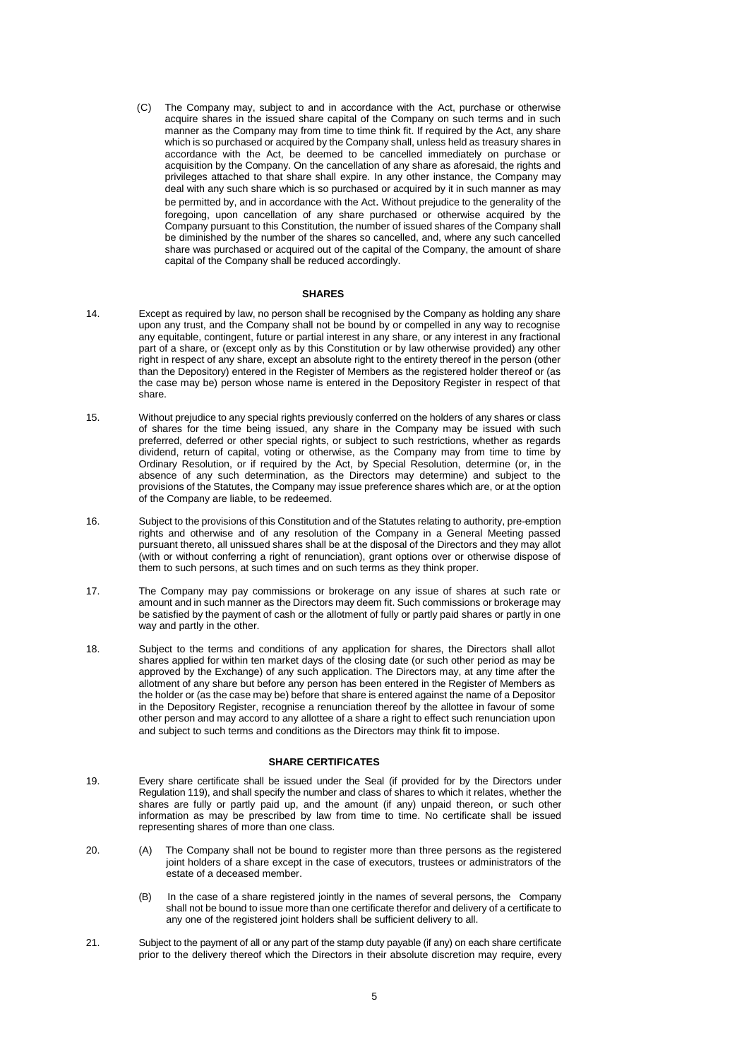(C) The Company may, subject to and in accordance with the Act, purchase or otherwise acquire shares in the issued share capital of the Company on such terms and in such manner as the Company may from time to time think fit. If required by the Act, any share which is so purchased or acquired by the Company shall, unless held as treasury shares in accordance with the Act, be deemed to be cancelled immediately on purchase or acquisition by the Company. On the cancellation of any share as aforesaid, the rights and privileges attached to that share shall expire. In any other instance, the Company may deal with any such share which is so purchased or acquired by it in such manner as may be permitted by, and in accordance with the Act. Without prejudice to the generality of the foregoing, upon cancellation of any share purchased or otherwise acquired by the Company pursuant to this Constitution, the number of issued shares of the Company shall be diminished by the number of the shares so cancelled, and, where any such cancelled share was purchased or acquired out of the capital of the Company, the amount of share capital of the Company shall be reduced accordingly.

## SHARES

14. Except as required by law, no person shall be recognised by the Company as holding any share upon any trust, and the Company shall not be bound by or compelled in any way to recognise any equitable, contingent, future or partial interest in any share, or any interest in any fractional part of a share, or (except only as by this Constitution or by law otherwise provided) any other right in respect of any share, except an absolute right to the entirety thereof in the person (other than the Depository) entered in the Register of Members as the registered holder thereof or (as the case may be) person whose name is entered in the Depository Register in respect of that share.

15. Without prejudice to any special rights previously conferred on the holders of any shares or class of shares for the time being issued, any share in the Company may be issued with such preferred, deferred or other special rights, or subject to such restrictions, whether as regards dividend, return of capital, voting or otherwise, as the Company may from time to time by Ordinary Resolution, or if required by the Act, by Special Resolution, determine (or, in the absence of any such determination, as the Directors may determine) and subject to the provisions of the Statutes, the Company may issue preference shares which are, or at the option of the Company are liable, to be redeemed.

16. Subject to the provisions of this Constitution and of the Statutes relating to authority, pre-emption rights and otherwise and of any resolution of the Company in a General Meeting passed pursuant thereto, all unissued shares shall be at the disposal of the Directors and they may allot (with or without conferring a right of renunciation), grant options over or otherwise dispose of them to such persons, at such times and on such terms as they think proper.

17. The Company may pay commissions or brokerage on any issue of shares at such rate or amount and in such manner as the Directors may deem fit. Such commissions or brokerage may be satisfied by the payment of cash or the allotment of fully or partly paid shares or partly in one way and partly in the other.

18. Subject to the terms and conditions of any application for shares, the Directors shall allot shares applied for within ten market days of the closing date (or such other period as may be approved by the Exchange) of any such application. The Directors may, at any time after the allotment of any share but before any person has been entered in the Register of Members as the holder or (as the case may be) before that share is entered against the name of a Depositor in the Depository Register, recognise a renunciation thereof by the allottee in favour of some other person and may accord to any allottee of a share a right to effect such renunciation upon and subject to such terms and conditions as the Directors may think fit to impose.

## SHARE CERTIFICATES

19. Every share certificate shall be issued under the Seal (if provided for by the Directors under Regulation 119), and shall specify the number and class of shares to which it relates, whether the shares are fully or partly paid up, and the amount (if any) unpaid thereon, or such other information as may be prescribed by law from time to time. No certificate shall be issued representing shares of more than one class.

20. (A) The Company shall not be bound to register more than three persons as the registered joint holders of a share except in the case of executors, trustees or administrators of the estate of a deceased member.

(B) In the case of a share registered jointly in the names of several persons, the Company shall not be bound to issue more than one certificate therefor and delivery of a certificate to any one of the registered joint holders shall be sufficient delivery to all.

21. Subject to the payment of all or any part of the stamp duty payable (if any) on each share certificate prior to the delivery thereof which the Directors in their absolute discretion may require, every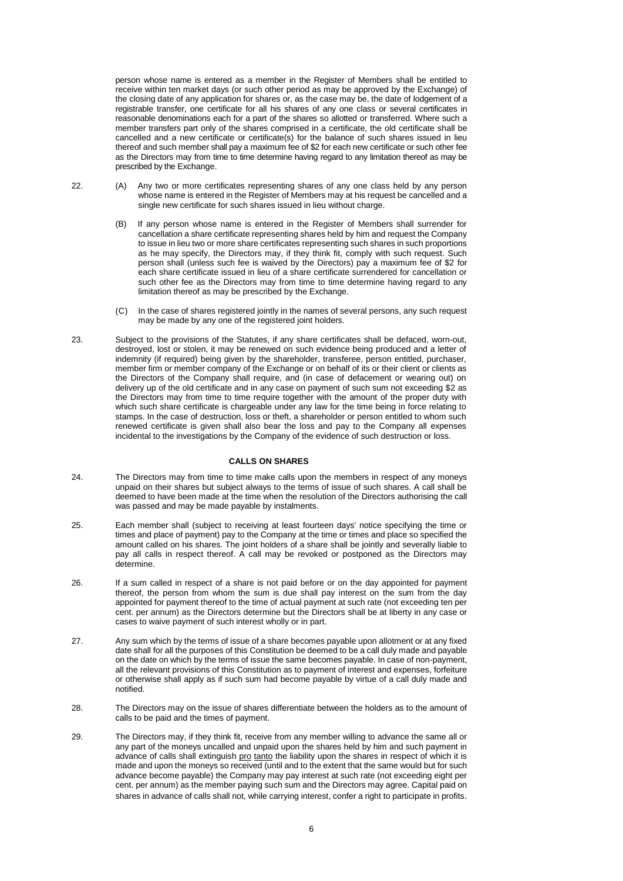person whose name is entered as a member in the Register of Members shall be entitled to receive within ten market days (or such other period as may be approved by the Exchange) of the closing date of any application for shares or, as the case may be, the date of lodgement of a registrable transfer, one certificate for all his shares of any one class or several certificates in reasonable denominations each for a part of the shares so allotted or transferred. Where such a member transfers part only of the shares comprised in a certificate, the old certificate shall be cancelled and a new certificate or certificate(s) for the balance of such shares issued in lieu thereof and such member shall pay a maximum fee of $2 for each new certificate or such other fee as the Directors may from time to time determine having regard to any limitation thereof as may be prescribed by the Exchange.

22. (A) Any two or more certificates representing shares of any one class held by any person whose name is entered in the Register of Members may at his request be cancelled and a single new certificate for such shares issued in lieu without charge.

(B) If any person whose name is entered in the Register of Members shall surrender for cancellation a share certificate representing shares held by him and request the Company to issue in lieu two or more share certificates representing such shares in such proportions as he may specify, the Directors may, if they think fit, comply with such request. Such person shall (unless such fee is waived by the Directors) pay a maximum fee of $2 for each share certificate issued in lieu of a share certificate surrendered for cancellation or such other fee as the Directors may from time to time determine having regard to any limitation thereof as may be prescribed by the Exchange.

(C) In the case of shares registered jointly in the names of several persons, any such request may be made by any one of the registered joint holders.

23. Subject to the provisions of the Statutes, if any share certificates shall be defaced, worn-out, destroyed, lost or stolen, it may be renewed on such evidence being produced and a letter of indemnity (if required) being given by the shareholder, transferee, person entitled, purchaser, member firm or member company of the Exchange or on behalf of its or their client or clients as the Directors of the Company shall require, and (in case of defacement or wearing out) on delivery up of the old certificate and in any case on payment of such sum not exceeding $2 as the Directors may from time to time require together with the amount of the proper duty with which such share certificate is chargeable under any law for the time being in force relating to stamps. In the case of destruction, loss or theft, a shareholder or person entitled to whom such renewed certificate is given shall also bear the loss and pay to the Company all expenses incidental to the investigations by the Company of the evidence of such destruction or loss.

**CALLS ON SHARES**

24. The Directors may from time to time make calls upon the members in respect of any moneys unpaid on their shares but subject always to the terms of issue of such shares. A call shall be deemed to have been made at the time when the resolution of the Directors authorising the call was passed and may be made payable by instalments.

25. Each member shall (subject to receiving at least fourteen days' notice specifying the time or times and place of payment) pay to the Company at the time or times and place so specified the amount called on his shares. The joint holders of a share shall be jointly and severally liable to pay all calls in respect thereof. A call may be revoked or postponed as the Directors may determine.

26. If a sum called in respect of a share is not paid before or on the day appointed for payment thereof, the person from whom the sum is due shall pay interest on the sum from the day appointed for payment thereof to the time of actual payment at such rate (not exceeding ten per cent. per annum) as the Directors determine but the Directors shall be at liberty in any case or cases to waive payment of such interest wholly or in part.

27. Any sum which by the terms of issue of a share becomes payable upon allotment or at any fixed date shall for all the purposes of this Constitution be deemed to be a call duly made and payable on the date on which by the terms of issue the same becomes payable. In case of non-payment, all the relevant provisions of this Constitution as to payment of interest and expenses, forfeiture or otherwise shall apply as if such sum had become payable by virtue of a call duly made and notified.

28. The Directors may on the issue of shares differentiate between the holders as to the amount of calls to be paid and the times of payment.

29. The Directors may, if they think fit, receive from any member willing to advance the same all or any part of the moneys uncalled and unpaid upon the shares held by him and such payment in advance of calls shall extinguish pro tanto the liability upon the shares in respect of which it is made and upon the moneys so received (until and to the extent that the same would but for such advance become payable) the Company may pay interest at such rate (not exceeding eight per cent. per annum) as the member paying such sum and the Directors may agree. Capital paid on shares in advance of calls shall not, while carrying interest, confer a right to participate in profits.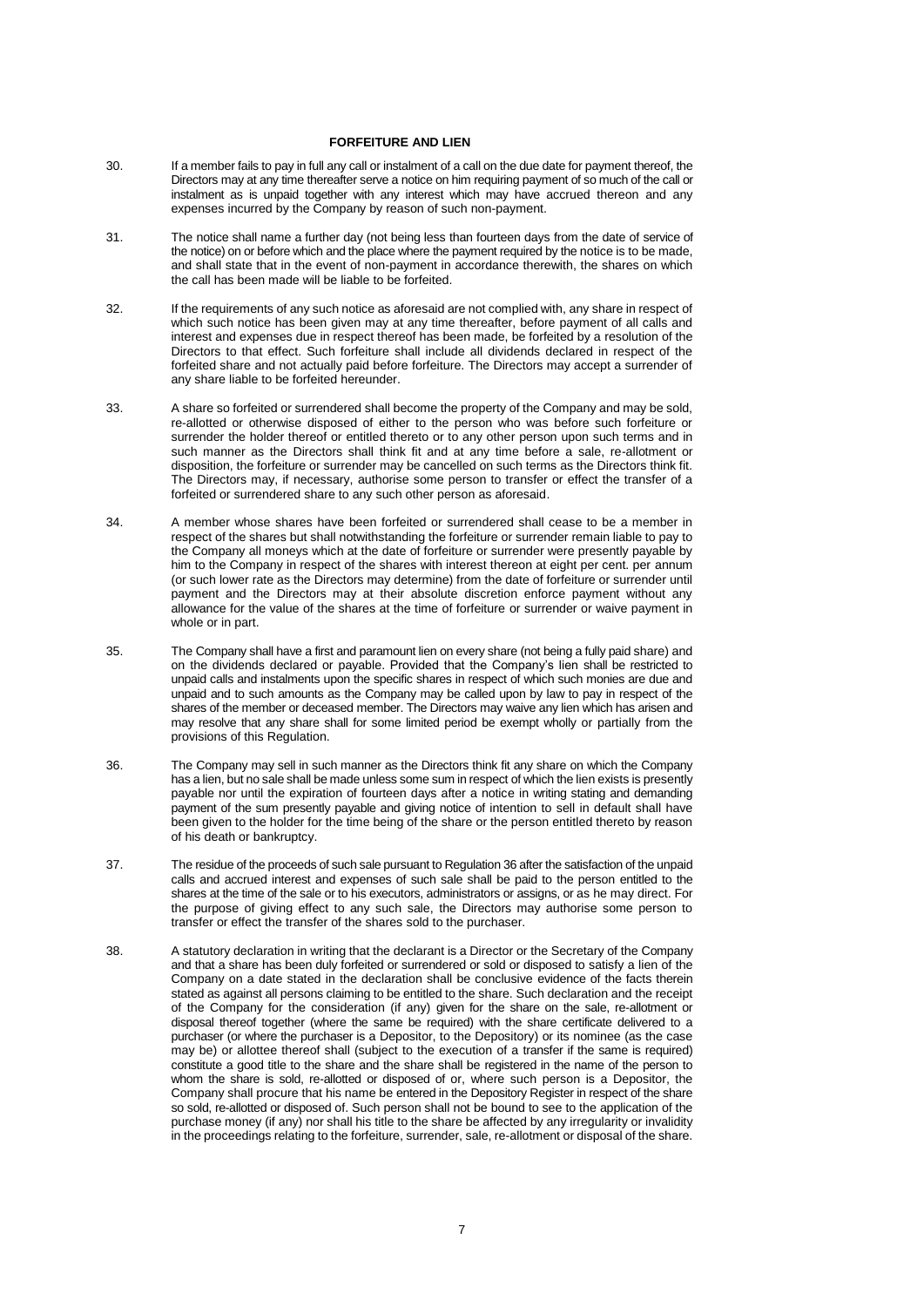**FORFEITURE AND LIEN**

30. If a member fails to pay in full any call or instalment of a call on the due date for payment thereof, the Directors may at any time thereafter serve a notice on him requiring payment of so much of the call or instalment as is unpaid together with any interest which may have accrued thereon and any expenses incurred by the Company by reason of such non-payment.

31. The notice shall name a further day (not being less than fourteen days from the date of service of the notice) on or before which and the place where the payment required by the notice is to be made, and shall state that in the event of non-payment in accordance therewith, the shares on which the call has been made will be liable to be forfeited.

32. If the requirements of any such notice as aforesaid are not complied with, any share in respect of which such notice has been given may at any time thereafter, before payment of all calls and interest and expenses due in respect thereof has been made, be forfeited by a resolution of the Directors to that effect. Such forfeiture shall include all dividends declared in respect of the forfeited share and not actually paid before forfeiture. The Directors may accept a surrender of any share liable to be forfeited hereunder.

33. A share so forfeited or surrendered shall become the property of the Company and may be sold, re-allotted or otherwise disposed of either to the person who was before such forfeiture or surrender the holder thereof or entitled thereto or to any other person upon such terms and in such manner as the Directors shall think fit and at any time before a sale, re-allotment or disposition, the forfeiture or surrender may be cancelled on such terms as the Directors think fit. The Directors may, if necessary, authorise some person to transfer or effect the transfer of a forfeited or surrendered share to any such other person as aforesaid.

34. A member whose shares have been forfeited or surrendered shall cease to be a member in respect of the shares but shall notwithstanding the forfeiture or surrender remain liable to pay to the Company all moneys which at the date of forfeiture or surrender were presently payable by him to the Company in respect of the shares with interest thereon at eight per cent. per annum (or such lower rate as the Directors may determine) from the date of forfeiture or surrender until payment and the Directors may at their absolute discretion enforce payment without any allowance for the value of the shares at the time of forfeiture or surrender or waive payment in whole or in part.

35. The Company shall have a first and paramount lien on every share (not being a fully paid share) and on the dividends declared or payable. Provided that the Company's lien shall be restricted to unpaid calls and instalments upon the specific shares in respect of which such monies are due and unpaid and to such amounts as the Company may be called upon by law to pay in respect of the shares of the member or deceased member. The Directors may waive any lien which has arisen and may resolve that any share shall for some limited period be exempt wholly or partially from the provisions of this Regulation.

36. The Company may sell in such manner as the Directors think fit any share on which the Company has a lien, but no sale shall be made unless some sum in respect of which the lien exists is presently payable nor until the expiration of fourteen days after a notice in writing stating and demanding payment of the sum presently payable and giving notice of intention to sell in default shall have been given to the holder for the time being of the share or the person entitled thereto by reason of his death or bankruptcy.

37. The residue of the proceeds of such sale pursuant to Regulation 36 after the satisfaction of the unpaid calls and accrued interest and expenses of such sale shall be paid to the person entitled to the shares at the time of the sale or to his executors, administrators or assigns, or as he may direct. For the purpose of giving effect to any such sale, the Directors may authorise some person to transfer or effect the transfer of the shares sold to the purchaser.

38. A statutory declaration in writing that the declarant is a Director or the Secretary of the Company and that a share has been duly forfeited or surrendered or sold or disposed to satisfy a lien of the Company on a date stated in the declaration shall be conclusive evidence of the facts therein stated as against all persons claiming to be entitled to the share. Such declaration and the receipt of the Company for the consideration (if any) given for the share on the sale, re-allotment or disposal thereof together (where the same be required) with the share certificate delivered to a purchaser (or where the purchaser is a Depositor, to the Depository) or its nominee (as the case may be) or allottee thereof shall (subject to the execution of a transfer if the same is required) constitute a good title to the share and the share shall be registered in the name of the person to whom the share is sold, re-allotted or disposed of or, where such person is a Depositor, the Company shall procure that his name be entered in the Depository Register in respect of the share so sold, re-allotted or disposed of. Such person shall not be bound to see to the application of the purchase money (if any) nor shall his title to the share be affected by any irregularity or invalidity in the proceedings relating to the forfeiture, surrender, sale, re-allotment or disposal of the share.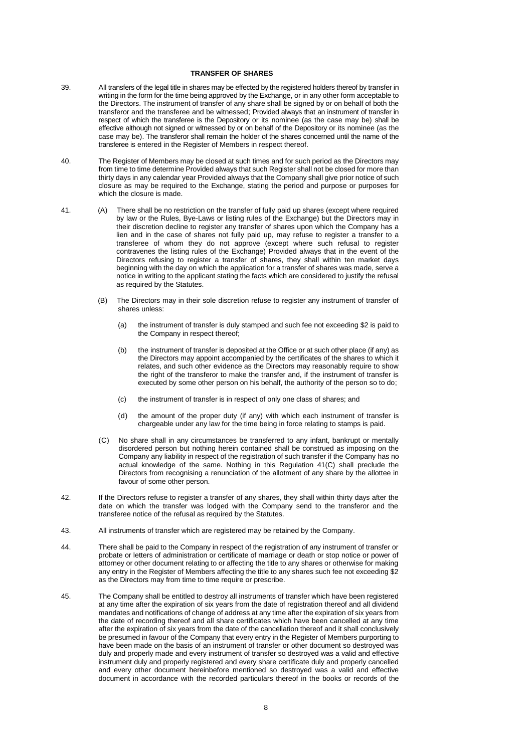## TRANSFER OF SHARES

39. All transfers of the legal title in shares may be effected by the registered holders thereof by transfer in writing in the form for the time being approved by the Exchange, or in any other form acceptable to the Directors. The instrument of transfer of any share shall be signed by or on behalf of both the transferor and the transferee and be witnessed; Provided always that an instrument of transfer in respect of which the transferee is the Depository or its nominee (as the case may be) shall be effective although not signed or witnessed by or on behalf of the Depository or its nominee (as the case may be). The transferor shall remain the holder of the shares concerned until the name of the transferee is entered in the Register of Members in respect thereof.

40. The Register of Members may be closed at such times and for such period as the Directors may from time to time determine Provided always that such Register shall not be closed for more than thirty days in any calendar year Provided always that the Company shall give prior notice of such closure as may be required to the Exchange, stating the period and purpose or purposes for which the closure is made.

41. (A) There shall be no restriction on the transfer of fully paid up shares (except where required by law or the Rules, Bye-Laws or listing rules of the Exchange) but the Directors may in their discretion decline to register any transfer of shares upon which the Company has a lien and in the case of shares not fully paid up, may refuse to register a transfer to a transferee of whom they do not approve (except where such refusal to register contravenes the listing rules of the Exchange) Provided always that in the event of the Directors refusing to register a transfer of shares, they shall within ten market days beginning with the day on which the application for a transfer of shares was made, serve a notice in writing to the applicant stating the facts which are considered to justify the refusal as required by the Statutes.

(B) The Directors may in their sole discretion refuse to register any instrument of transfer of shares unless:

(a) the instrument of transfer is duly stamped and such fee not exceeding $2 is paid to the Company in respect thereof;

(b) the instrument of transfer is deposited at the Office or at such other place (if any) as the Directors may appoint accompanied by the certificates of the shares to which it relates, and such other evidence as the Directors may reasonably require to show the right of the transferor to make the transfer and, if the instrument of transfer is executed by some other person on his behalf, the authority of the person so to do;

(c) the instrument of transfer is in respect of only one class of shares; and

(d) the amount of the proper duty (if any) with which each instrument of transfer is chargeable under any law for the time being in force relating to stamps is paid.

(C) No share shall in any circumstances be transferred to any infant, bankrupt or mentally disordered person but nothing herein contained shall be construed as imposing on the Company any liability in respect of the registration of such transfer if the Company has no actual knowledge of the same. Nothing in this Regulation 41(C) shall preclude the Directors from recognising a renunciation of the allotment of any share by the allottee in favour of some other person.

42. If the Directors refuse to register a transfer of any shares, they shall within thirty days after the date on which the transfer was lodged with the Company send to the transferor and the transferee notice of the refusal as required by the Statutes.

43. All instruments of transfer which are registered may be retained by the Company.

44. There shall be paid to the Company in respect of the registration of any instrument of transfer or probate or letters of administration or certificate of marriage or death or stop notice or power of attorney or other document relating to or affecting the title to any shares or otherwise for making any entry in the Register of Members affecting the title to any shares such fee not exceeding $2 as the Directors may from time to time require or prescribe.

45. The Company shall be entitled to destroy all instruments of transfer which have been registered at any time after the expiration of six years from the date of registration thereof and all dividend mandates and notifications of change of address at any time after the expiration of six years from the date of recording thereof and all share certificates which have been cancelled at any time after the expiration of six years from the date of the cancellation thereof and it shall conclusively be presumed in favour of the Company that every entry in the Register of Members purporting to have been made on the basis of an instrument of transfer or other document so destroyed was duly and properly made and every instrument of transfer so destroyed was a valid and effective instrument duly and properly registered and every share certificate duly and properly cancelled and every other document hereinbefore mentioned so destroyed was a valid and effective document in accordance with the recorded particulars thereof in the books or records of the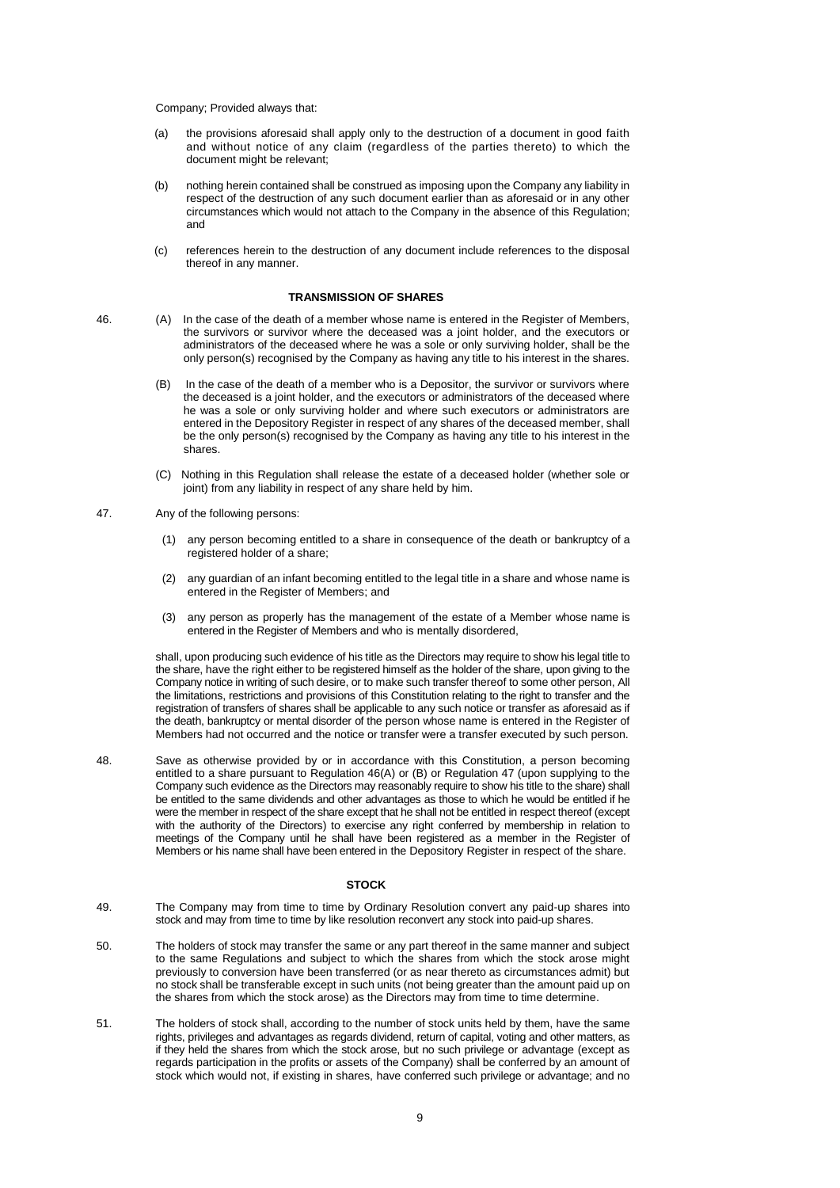Company; Provided always that:

(a) the provisions aforesaid shall apply only to the destruction of a document in good faith and without notice of any claim (regardless of the parties thereto) to which the document might be relevant;

(b) nothing herein contained shall be construed as imposing upon the Company any liability in respect of the destruction of any such document earlier than as aforesaid or in any other circumstances which would not attach to the Company in the absence of this Regulation; and

(c) references herein to the destruction of any document include references to the disposal thereof in any manner.

**TRANSMISSION OF SHARES**

46. (A) In the case of the death of a member whose name is entered in the Register of Members, the survivors or survivor where the deceased was a joint holder, and the executors or administrators of the deceased where he was a sole or only surviving holder, shall be the only person(s) recognised by the Company as having any title to his interest in the shares.

(B) In the case of the death of a member who is a Depositor, the survivor or survivors where the deceased is a joint holder, and the executors or administrators of the deceased where he was a sole or only surviving holder and where such executors or administrators are entered in the Depository Register in respect of any shares of the deceased member, shall be the only person(s) recognised by the Company as having any title to his interest in the shares.

(C) Nothing in this Regulation shall release the estate of a deceased holder (whether sole or joint) from any liability in respect of any share held by him.

47. Any of the following persons:

(1) any person becoming entitled to a share in consequence of the death or bankruptcy of a registered holder of a share;

(2) any guardian of an infant becoming entitled to the legal title in a share and whose name is entered in the Register of Members; and

(3) any person as properly has the management of the estate of a Member whose name is entered in the Register of Members and who is mentally disordered,

shall, upon producing such evidence of his title as the Directors may require to show his legal title to the share, have the right either to be registered himself as the holder of the share, upon giving to the Company notice in writing of such desire, or to make such transfer thereof to some other person, All the limitations, restrictions and provisions of this Constitution relating to the right to transfer and the registration of transfers of shares shall be applicable to any such notice or transfer as aforesaid as if the death, bankruptcy or mental disorder of the person whose name is entered in the Register of Members had not occurred and the notice or transfer were a transfer executed by such person.

48. Save as otherwise provided by or in accordance with this Constitution, a person becoming entitled to a share pursuant to Regulation 46(A) or (B) or Regulation 47 (upon supplying to the Company such evidence as the Directors may reasonably require to show his title to the share) shall be entitled to the same dividends and other advantages as those to which he would be entitled if he were the member in respect of the share except that he shall not be entitled in respect thereof (except with the authority of the Directors) to exercise any right conferred by membership in relation to meetings of the Company until he shall have been registered as a member in the Register of Members or his name shall have been entered in the Depository Register in respect of the share.

**STOCK**

49. The Company may from time to time by Ordinary Resolution convert any paid-up shares into stock and may from time to time by like resolution reconvert any stock into paid-up shares.

50. The holders of stock may transfer the same or any part thereof in the same manner and subject to the same Regulations and subject to which the shares from which the stock arose might previously to conversion have been transferred (or as near thereto as circumstances admit) but no stock shall be transferable except in such units (not being greater than the amount paid up on the shares from which the stock arose) as the Directors may from time to time determine.

51. The holders of stock shall, according to the number of stock units held by them, have the same rights, privileges and advantages as regards dividend, return of capital, voting and other matters, as if they held the shares from which the stock arose, but no such privilege or advantage (except as regards participation in the profits or assets of the Company) shall be conferred by an amount of stock which would not, if existing in shares, have conferred such privilege or advantage; and no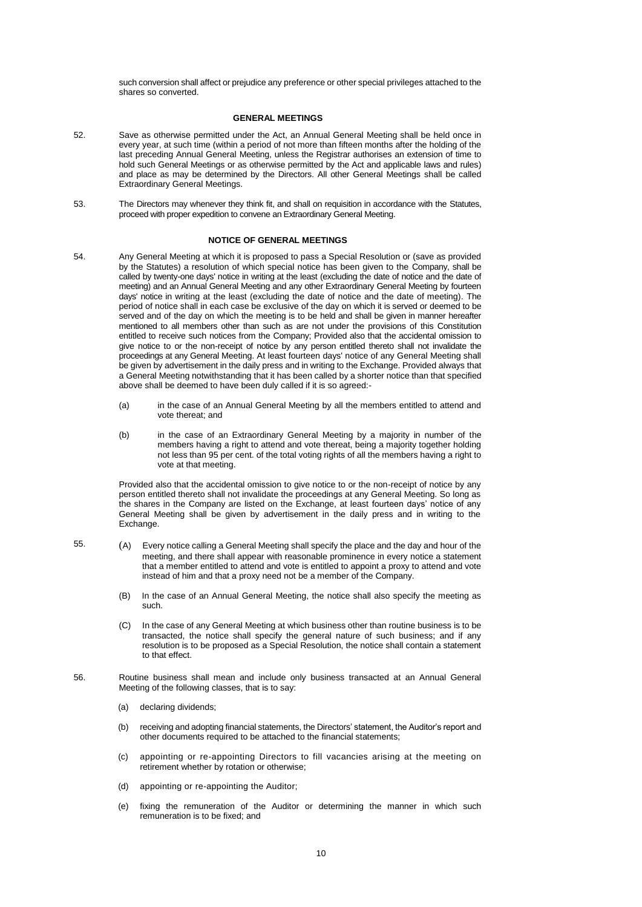such conversion shall affect or prejudice any preference or other special privileges attached to the shares so converted.

## GENERAL MEETINGS

52. Save as otherwise permitted under the Act, an Annual General Meeting shall be held once in every year, at such time (within a period of not more than fifteen months after the holding of the last preceding Annual General Meeting, unless the Registrar authorises an extension of time to hold such General Meetings or as otherwise permitted by the Act and applicable laws and rules) and place as may be determined by the Directors. All other General Meetings shall be called Extraordinary General Meetings.

53. The Directors may whenever they think fit, and shall on requisition in accordance with the Statutes, proceed with proper expedition to convene an Extraordinary General Meeting.

## NOTICE OF GENERAL MEETINGS

54. Any General Meeting at which it is proposed to pass a Special Resolution or (save as provided by the Statutes) a resolution of which special notice has been given to the Company, shall be called by twenty-one days' notice in writing at the least (excluding the date of notice and the date of meeting) and an Annual General Meeting and any other Extraordinary General Meeting by fourteen days' notice in writing at the least (excluding the date of notice and the date of meeting). The period of notice shall in each case be exclusive of the day on which it is served or deemed to be served and of the day on which the meeting is to be held and shall be given in manner hereafter mentioned to all members other than such as are not under the provisions of this Constitution entitled to receive such notices from the Company; Provided also that the accidental omission to give notice to or the non-receipt of notice by any person entitled thereto shall not invalidate the proceedings at any General Meeting. At least fourteen days' notice of any General Meeting shall be given by advertisement in the daily press and in writing to the Exchange. Provided always that a General Meeting notwithstanding that it has been called by a shorter notice than that specified above shall be deemed to have been duly called if it is so agreed:-

   (a) in the case of an Annual General Meeting by all the members entitled to attend and vote thereat; and

   (b) in the case of an Extraordinary General Meeting by a majority in number of the members having a right to attend and vote thereat, being a majority together holding not less than 95 per cent. of the total voting rights of all the members having a right to vote at that meeting.

   Provided also that the accidental omission to give notice to or the non-receipt of notice by any person entitled thereto shall not invalidate the proceedings at any General Meeting. So long as the shares in the Company are listed on the Exchange, at least fourteen days' notice of any General Meeting shall be given by advertisement in the daily press and in writing to the Exchange.

55. (A) Every notice calling a General Meeting shall specify the place and the day and hour of the meeting, and there shall appear with reasonable prominence in every notice a statement that a member entitled to attend and vote is entitled to appoint a proxy to attend and vote instead of him and that a proxy need not be a member of the Company.

   (B) In the case of an Annual General Meeting, the notice shall also specify the meeting as such.

   (C) In the case of any General Meeting at which business other than routine business is to be transacted, the notice shall specify the general nature of such business; and if any resolution is to be proposed as a Special Resolution, the notice shall contain a statement to that effect.

56. Routine business shall mean and include only business transacted at an Annual General Meeting of the following classes, that is to say:

   (a) declaring dividends;

   (b) receiving and adopting financial statements, the Directors' statement, the Auditor's report and other documents required to be attached to the financial statements;

   (c) appointing or re-appointing Directors to fill vacancies arising at the meeting on retirement whether by rotation or otherwise;

   (d) appointing or re-appointing the Auditor;

   (e) fixing the remuneration of the Auditor or determining the manner in which such remuneration is to be fixed; and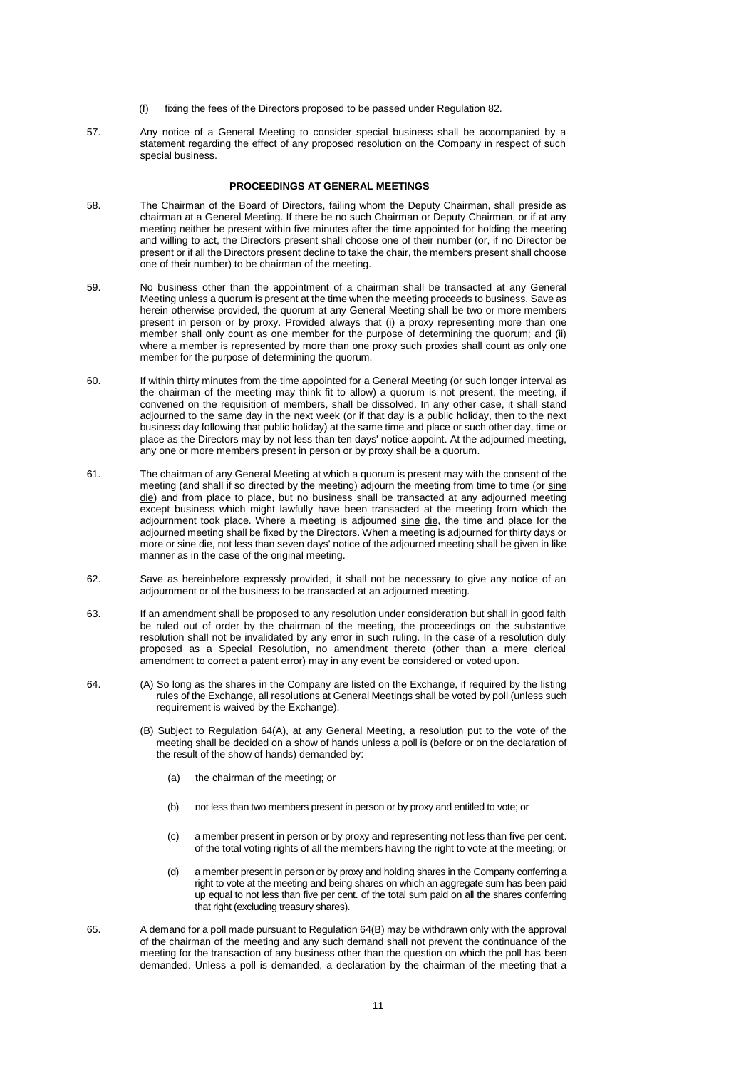(f) fixing the fees of the Directors proposed to be passed under Regulation 82.

57. Any notice of a General Meeting to consider special business shall be accompanied by a statement regarding the effect of any proposed resolution on the Company in respect of such special business.

**PROCEEDINGS AT GENERAL MEETINGS**

58. The Chairman of the Board of Directors, failing whom the Deputy Chairman, shall preside as chairman at a General Meeting. If there be no such Chairman or Deputy Chairman, or if at any meeting neither be present within five minutes after the time appointed for holding the meeting and willing to act, the Directors present shall choose one of their number (or, if no Director be present or if all the Directors present decline to take the chair, the members present shall choose one of their number) to be chairman of the meeting.

59. No business other than the appointment of a chairman shall be transacted at any General Meeting unless a quorum is present at the time when the meeting proceeds to business. Save as herein otherwise provided, the quorum at any General Meeting shall be two or more members present in person or by proxy. Provided always that (i) a proxy representing more than one member shall only count as one member for the purpose of determining the quorum; and (ii) where a member is represented by more than one proxy such proxies shall count as only one member for the purpose of determining the quorum.

60. If within thirty minutes from the time appointed for a General Meeting (or such longer interval as the chairman of the meeting may think fit to allow) a quorum is not present, the meeting, if convened on the requisition of members, shall be dissolved. In any other case, it shall stand adjourned to the same day in the next week (or if that day is a public holiday, then to the next business day following that public holiday) at the same time and place or such other day, time or place as the Directors may by not less than ten days' notice appoint. At the adjourned meeting, any one or more members present in person or by proxy shall be a quorum.

61. The chairman of any General Meeting at which a quorum is present may with the consent of the meeting (and shall if so directed by the meeting) adjourn the meeting from time to time (or sine die) and from place to place, but no business shall be transacted at any adjourned meeting except business which might lawfully have been transacted at the meeting from which the adjournment took place. Where a meeting is adjourned sine die, the time and place for the adjourned meeting shall be fixed by the Directors. When a meeting is adjourned for thirty days or more or sine die, not less than seven days' notice of the adjourned meeting shall be given in like manner as in the case of the original meeting.

62. Save as hereinbefore expressly provided, it shall not be necessary to give any notice of an adjournment or of the business to be transacted at an adjourned meeting.

63. If an amendment shall be proposed to any resolution under consideration but shall in good faith be ruled out of order by the chairman of the meeting, the proceedings on the substantive resolution shall not be invalidated by any error in such ruling. In the case of a resolution duly proposed as a Special Resolution, no amendment thereto (other than a mere clerical amendment to correct a patent error) may in any event be considered or voted upon.

64. (A) So long as the shares in the Company are listed on the Exchange, if required by the listing rules of the Exchange, all resolutions at General Meetings shall be voted by poll (unless such requirement is waived by the Exchange).

(B) Subject to Regulation 64(A), at any General Meeting, a resolution put to the vote of the meeting shall be decided on a show of hands unless a poll is (before or on the declaration of the result of the show of hands) demanded by:

(a) the chairman of the meeting; or

(b) not less than two members present in person or by proxy and entitled to vote; or

(c) a member present in person or by proxy and representing not less than five per cent. of the total voting rights of all the members having the right to vote at the meeting; or

(d) a member present in person or by proxy and holding shares in the Company conferring a right to vote at the meeting and being shares on which an aggregate sum has been paid up equal to not less than five per cent. of the total sum paid on all the shares conferring that right (excluding treasury shares).

65. A demand for a poll made pursuant to Regulation 64(B) may be withdrawn only with the approval of the chairman of the meeting and any such demand shall not prevent the continuance of the meeting for the transaction of any business other than the question on which the poll has been demanded. Unless a poll is demanded, a declaration by the chairman of the meeting that a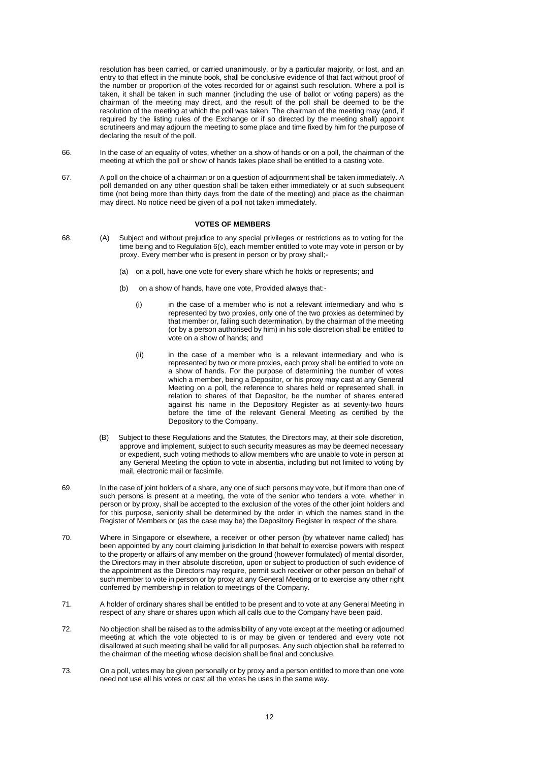resolution has been carried, or carried unanimously, or by a particular majority, or lost, and an entry to that effect in the minute book, shall be conclusive evidence of that fact without proof of the number or proportion of the votes recorded for or against such resolution. Where a poll is taken, it shall be taken in such manner (including the use of ballot or voting papers) as the chairman of the meeting may direct, and the result of the poll shall be deemed to be the resolution of the meeting at which the poll was taken. The chairman of the meeting may (and, if required by the listing rules of the Exchange or if so directed by the meeting shall) appoint scrutineers and may adjourn the meeting to some place and time fixed by him for the purpose of declaring the result of the poll.

66. In the case of an equality of votes, whether on a show of hands or on a poll, the chairman of the meeting at which the poll or show of hands takes place shall be entitled to a casting vote.

67. A poll on the choice of a chairman or on a question of adjournment shall be taken immediately. A poll demanded on any other question shall be taken either immediately or at such subsequent time (not being more than thirty days from the date of the meeting) and place as the chairman may direct. No notice need be given of a poll not taken immediately.

**VOTES OF MEMBERS**

68. (A) Subject and without prejudice to any special privileges or restrictions as to voting for the time being and to Regulation 6(c), each member entitled to vote may vote in person or by proxy. Every member who is present in person or by proxy shall;-

(a) on a poll, have one vote for every share which he holds or represents; and

(b) on a show of hands, have one vote, Provided always that:-

(i) in the case of a member who is not a relevant intermediary and who is represented by two proxies, only one of the two proxies as determined by that member or, failing such determination, by the chairman of the meeting (or by a person authorised by him) in his sole discretion shall be entitled to vote on a show of hands; and

(ii) in the case of a member who is a relevant intermediary and who is represented by two or more proxies, each proxy shall be entitled to vote on a show of hands. For the purpose of determining the number of votes which a member, being a Depositor, or his proxy may cast at any General Meeting on a poll, the reference to shares held or represented shall, in relation to shares of that Depositor, be the number of shares entered against his name in the Depository Register as at seventy-two hours before the time of the relevant General Meeting as certified by the Depository to the Company.

(B) Subject to these Regulations and the Statutes, the Directors may, at their sole discretion, approve and implement, subject to such security measures as may be deemed necessary or expedient, such voting methods to allow members who are unable to vote in person at any General Meeting the option to vote in absentia, including but not limited to voting by mail, electronic mail or facsimile.

69. In the case of joint holders of a share, any one of such persons may vote, but if more than one of such persons is present at a meeting, the vote of the senior who tenders a vote, whether in person or by proxy, shall be accepted to the exclusion of the votes of the other joint holders and for this purpose, seniority shall be determined by the order in which the names stand in the Register of Members or (as the case may be) the Depository Register in respect of the share.

70. Where in Singapore or elsewhere, a receiver or other person (by whatever name called) has been appointed by any court claiming jurisdiction In that behalf to exercise powers with respect to the property or affairs of any member on the ground (however formulated) of mental disorder, the Directors may in their absolute discretion, upon or subject to production of such evidence of the appointment as the Directors may require, permit such receiver or other person on behalf of such member to vote in person or by proxy at any General Meeting or to exercise any other right conferred by membership in relation to meetings of the Company.

71. A holder of ordinary shares shall be entitled to be present and to vote at any General Meeting in respect of any share or shares upon which all calls due to the Company have been paid.

72. No objection shall be raised as to the admissibility of any vote except at the meeting or adjourned meeting at which the vote objected to is or may be given or tendered and every vote not disallowed at such meeting shall be valid for all purposes. Any such objection shall be referred to the chairman of the meeting whose decision shall be final and conclusive.

73. On a poll, votes may be given personally or by proxy and a person entitled to more than one vote need not use all his votes or cast all the votes he uses in the same way.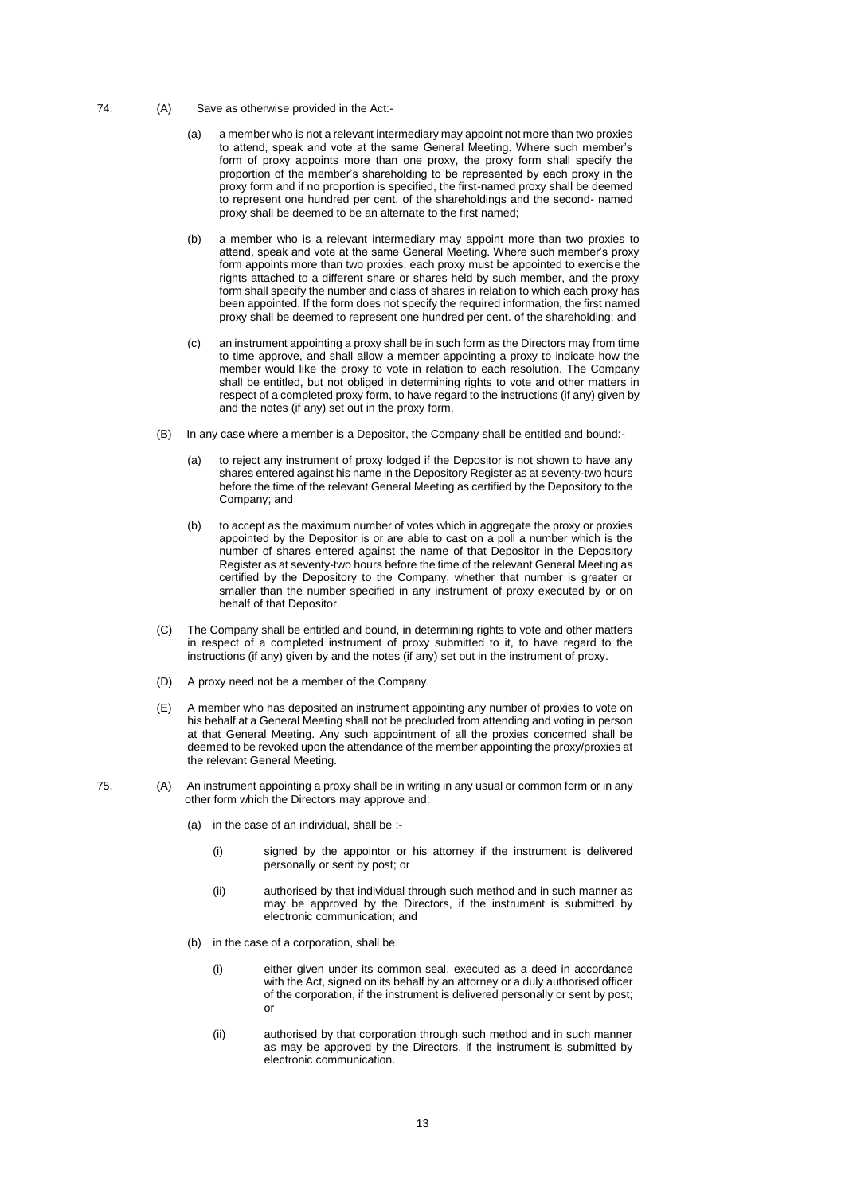74. (A) Save as otherwise provided in the Act:-

(a) a member who is not a relevant intermediary may appoint not more than two proxies to attend, speak and vote at the same General Meeting. Where such member's form of proxy appoints more than one proxy, the proxy form shall specify the proportion of the member's shareholding to be represented by each proxy in the proxy form and if no proportion is specified, the first-named proxy shall be deemed to represent one hundred per cent. of the shareholdings and the second- named proxy shall be deemed to be an alternate to the first named;

(b) a member who is a relevant intermediary may appoint more than two proxies to attend, speak and vote at the same General Meeting. Where such member's proxy form appoints more than two proxies, each proxy must be appointed to exercise the rights attached to a different share or shares held by such member, and the proxy form shall specify the number and class of shares in relation to which each proxy has been appointed. If the form does not specify the required information, the first named proxy shall be deemed to represent one hundred per cent. of the shareholding; and

(c) an instrument appointing a proxy shall be in such form as the Directors may from time to time approve, and shall allow a member appointing a proxy to indicate how the member would like the proxy to vote in relation to each resolution. The Company shall be entitled, but not obliged in determining rights to vote and other matters in respect of a completed proxy form, to have regard to the instructions (if any) given by and the notes (if any) set out in the proxy form.

(B) In any case where a member is a Depositor, the Company shall be entitled and bound:-

(a) to reject any instrument of proxy lodged if the Depositor is not shown to have any shares entered against his name in the Depository Register as at seventy-two hours before the time of the relevant General Meeting as certified by the Depository to the Company; and

(b) to accept as the maximum number of votes which in aggregate the proxy or proxies appointed by the Depositor is or are able to cast on a poll a number which is the number of shares entered against the name of that Depositor in the Depository Register as at seventy-two hours before the time of the relevant General Meeting as certified by the Depository to the Company, whether that number is greater or smaller than the number specified in any instrument of proxy executed by or on behalf of that Depositor.

(C) The Company shall be entitled and bound, in determining rights to vote and other matters in respect of a completed instrument of proxy submitted to it, to have regard to the instructions (if any) given by and the notes (if any) set out in the instrument of proxy.

(D) A proxy need not be a member of the Company.

(E) A member who has deposited an instrument appointing any number of proxies to vote on his behalf at a General Meeting shall not be precluded from attending and voting in person at that General Meeting. Any such appointment of all the proxies concerned shall be deemed to be revoked upon the attendance of the member appointing the proxy/proxies at the relevant General Meeting.

75. (A) An instrument appointing a proxy shall be in writing in any usual or common form or in any other form which the Directors may approve and:

(a) in the case of an individual, shall be :-

(i) signed by the appointor or his attorney if the instrument is delivered personally or sent by post; or

(ii) authorised by that individual through such method and in such manner as may be approved by the Directors, if the instrument is submitted by electronic communication; and

(b) in the case of a corporation, shall be

(i) either given under its common seal, executed as a deed in accordance with the Act, signed on its behalf by an attorney or a duly authorised officer of the corporation, if the instrument is delivered personally or sent by post; or

(ii) authorised by that corporation through such method and in such manner as may be approved by the Directors, if the instrument is submitted by electronic communication.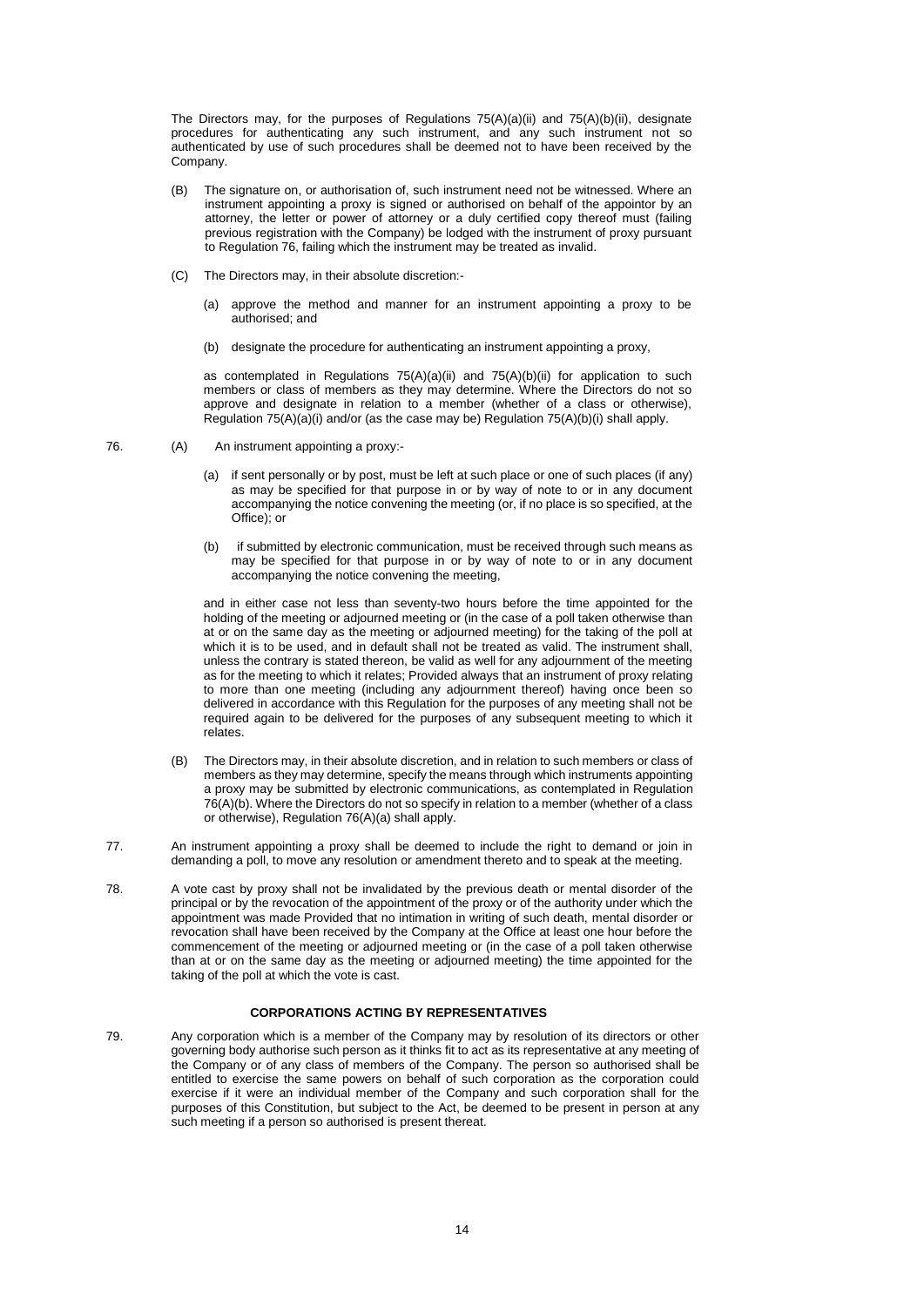The Directors may, for the purposes of Regulations 75(A)(a)(ii) and 75(A)(b)(ii), designate procedures for authenticating any such instrument, and any such instrument not so authenticated by use of such procedures shall be deemed not to have been received by the Company.

(B) The signature on, or authorisation of, such instrument need not be witnessed. Where an instrument appointing a proxy is signed or authorised on behalf of the appointor by an attorney, the letter or power of attorney or a duly certified copy thereof must (failing previous registration with the Company) be lodged with the instrument of proxy pursuant to Regulation 76, failing which the instrument may be treated as invalid.

(C) The Directors may, in their absolute discretion:-

(a) approve the method and manner for an instrument appointing a proxy to be authorised; and

(b) designate the procedure for authenticating an instrument appointing a proxy,

as contemplated in Regulations 75(A)(a)(ii) and 75(A)(b)(ii) for application to such members or class of members as they may determine. Where the Directors do not so approve and designate in relation to a member (whether of a class or otherwise), Regulation 75(A)(a)(i) and/or (as the case may be) Regulation 75(A)(b)(i) shall apply.

76. (A) An instrument appointing a proxy:-

(a) if sent personally or by post, must be left at such place or one of such places (if any) as may be specified for that purpose in or by way of note to or in any document accompanying the notice convening the meeting (or, if no place is so specified, at the Office); or

(b) if submitted by electronic communication, must be received through such means as may be specified for that purpose in or by way of note to or in any document accompanying the notice convening the meeting,

and in either case not less than seventy-two hours before the time appointed for the holding of the meeting or adjourned meeting or (in the case of a poll taken otherwise than at or on the same day as the meeting or adjourned meeting) for the taking of the poll at which it is to be used, and in default shall not be treated as valid. The instrument shall, unless the contrary is stated thereon, be valid as well for any adjournment of the meeting as for the meeting to which it relates; Provided always that an instrument of proxy relating to more than one meeting (including any adjournment thereof) having once been so delivered in accordance with this Regulation for the purposes of any meeting shall not be required again to be delivered for the purposes of any subsequent meeting to which it relates.

(B) The Directors may, in their absolute discretion, and in relation to such members or class of members as they may determine, specify the means through which instruments appointing a proxy may be submitted by electronic communications, as contemplated in Regulation 76(A)(b). Where the Directors do not so specify in relation to a member (whether of a class or otherwise), Regulation 76(A)(a) shall apply.

77. An instrument appointing a proxy shall be deemed to include the right to demand or join in demanding a poll, to move any resolution or amendment thereto and to speak at the meeting.

78. A vote cast by proxy shall not be invalidated by the previous death or mental disorder of the principal or by the revocation of the appointment of the proxy or of the authority under which the appointment was made Provided that no intimation in writing of such death, mental disorder or revocation shall have been received by the Company at the Office at least one hour before the commencement of the meeting or adjourned meeting or (in the case of a poll taken otherwise than at or on the same day as the meeting or adjourned meeting) the time appointed for the taking of the poll at which the vote is cast.

## CORPORATIONS ACTING BY REPRESENTATIVES

79. Any corporation which is a member of the Company may by resolution of its directors or other governing body authorise such person as it thinks fit to act as its representative at any meeting of the Company or of any class of members of the Company. The person so authorised shall be entitled to exercise the same powers on behalf of such corporation as the corporation could exercise if it were an individual member of the Company and such corporation shall for the purposes of this Constitution, but subject to the Act, be deemed to be present in person at any such meeting if a person so authorised is present thereat.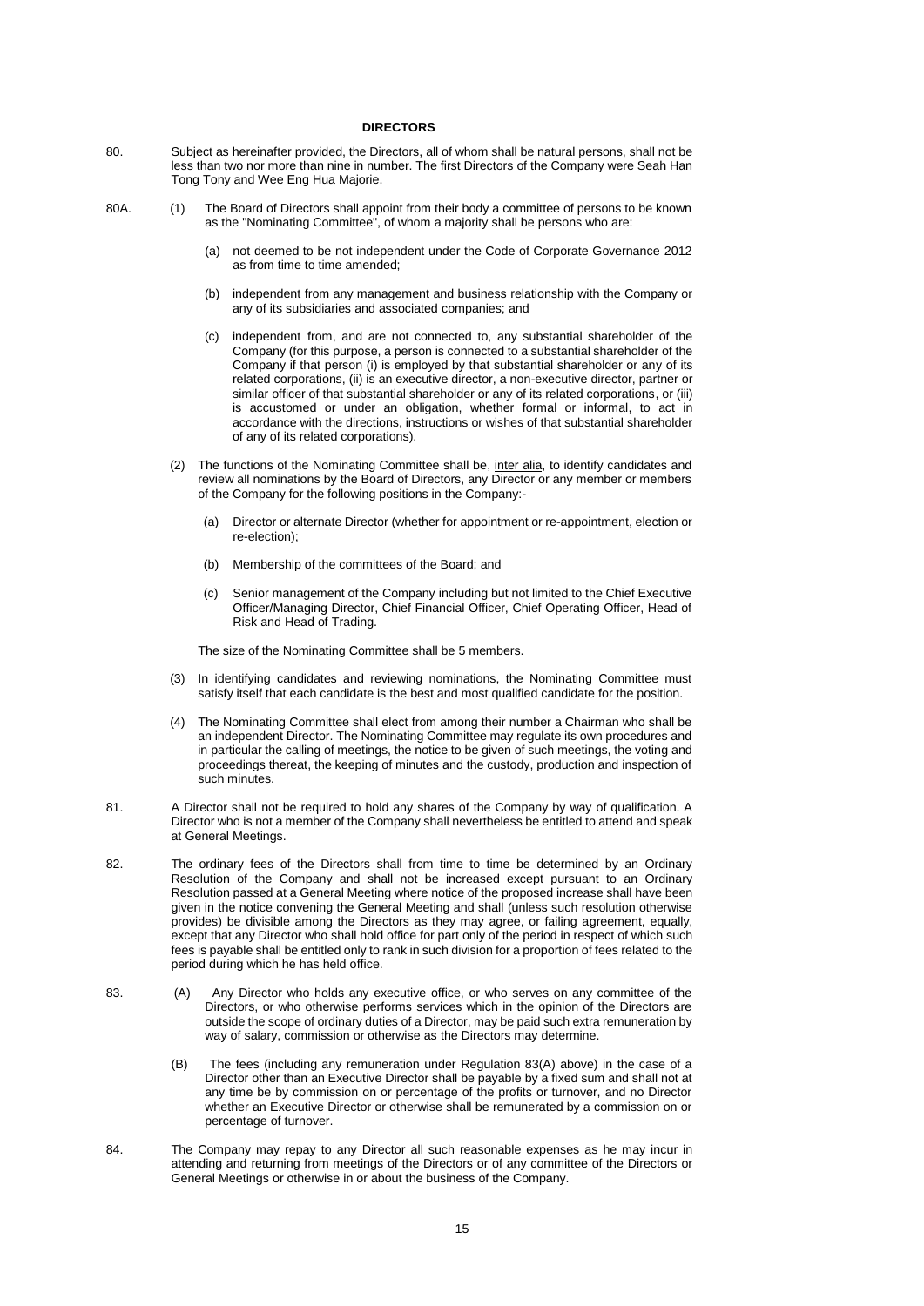## DIRECTORS

80. Subject as hereinafter provided, the Directors, all of whom shall be natural persons, shall not be less than two nor more than nine in number. The first Directors of the Company were Seah Han Tong Tony and Wee Eng Hua Majorie.

80A. (1) The Board of Directors shall appoint from their body a committee of persons to be known as the "Nominating Committee", of whom a majority shall be persons who are:

(a) not deemed to be not independent under the Code of Corporate Governance 2012 as from time to time amended;

(b) independent from any management and business relationship with the Company or any of its subsidiaries and associated companies; and

(c) independent from, and are not connected to, any substantial shareholder of the Company (for this purpose, a person is connected to a substantial shareholder of the Company if that person (i) is employed by that substantial shareholder or any of its related corporations, (ii) is an executive director, a non-executive director, partner or similar officer of that substantial shareholder or any of its related corporations, or (iii) is accustomed or under an obligation, whether formal or informal, to act in accordance with the directions, instructions or wishes of that substantial shareholder of any of its related corporations).

(2) The functions of the Nominating Committee shall be, inter alia, to identify candidates and review all nominations by the Board of Directors, any Director or any member or members of the Company for the following positions in the Company:-

(a) Director or alternate Director (whether for appointment or re-appointment, election or re-election);

(b) Membership of the committees of the Board; and

(c) Senior management of the Company including but not limited to the Chief Executive Officer/Managing Director, Chief Financial Officer, Chief Operating Officer, Head of Risk and Head of Trading.

The size of the Nominating Committee shall be 5 members.

(3) In identifying candidates and reviewing nominations, the Nominating Committee must satisfy itself that each candidate is the best and most qualified candidate for the position.

(4) The Nominating Committee shall elect from among their number a Chairman who shall be an independent Director. The Nominating Committee may regulate its own procedures and in particular the calling of meetings, the notice to be given of such meetings, the voting and proceedings thereat, the keeping of minutes and the custody, production and inspection of such minutes.

81. A Director shall not be required to hold any shares of the Company by way of qualification. A Director who is not a member of the Company shall nevertheless be entitled to attend and speak at General Meetings.

82. The ordinary fees of the Directors shall from time to time be determined by an Ordinary Resolution of the Company and shall not be increased except pursuant to an Ordinary Resolution passed at a General Meeting where notice of the proposed increase shall have been given in the notice convening the General Meeting and shall (unless such resolution otherwise provides) be divisible among the Directors as they may agree, or failing agreement, equally, except that any Director who shall hold office for part only of the period in respect of which such fees is payable shall be entitled only to rank in such division for a proportion of fees related to the period during which he has held office.

83. (A) Any Director who holds any executive office, or who serves on any committee of the Directors, or who otherwise performs services which in the opinion of the Directors are outside the scope of ordinary duties of a Director, may be paid such extra remuneration by way of salary, commission or otherwise as the Directors may determine.

(B) The fees (including any remuneration under Regulation 83(A) above) in the case of a Director other than an Executive Director shall be payable by a fixed sum and shall not at any time be by commission on or percentage of the profits or turnover, and no Director whether an Executive Director or otherwise shall be remunerated by a commission on or percentage of turnover.

84. The Company may repay to any Director all such reasonable expenses as he may incur in attending and returning from meetings of the Directors or of any committee of the Directors or General Meetings or otherwise in or about the business of the Company.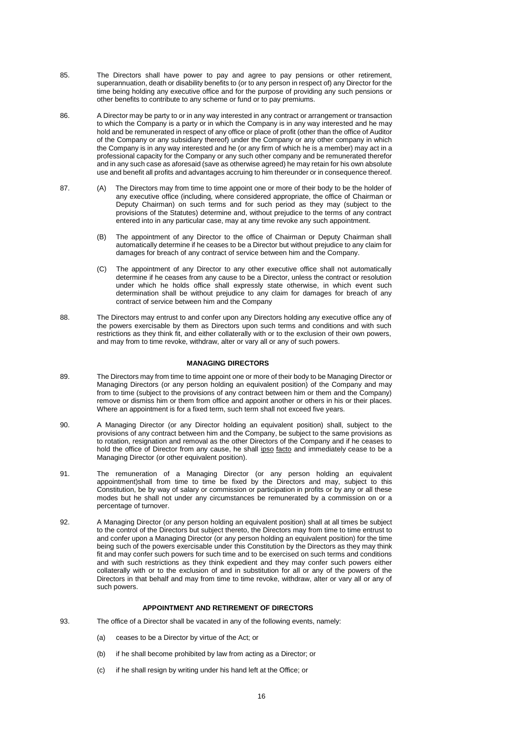85. The Directors shall have power to pay and agree to pay pensions or other retirement, superannuation, death or disability benefits to (or to any person in respect of) any Director for the time being holding any executive office and for the purpose of providing any such pensions or other benefits to contribute to any scheme or fund or to pay premiums.

86. A Director may be party to or in any way interested in any contract or arrangement or transaction to which the Company is a party or in which the Company is in any way interested and he may hold and be remunerated in respect of any office or place of profit (other than the office of Auditor of the Company or any subsidiary thereof) under the Company or any other company in which the Company is in any way interested and he (or any firm of which he is a member) may act in a professional capacity for the Company or any such other company and be remunerated therefor and in any such case as aforesaid (save as otherwise agreed) he may retain for his own absolute use and benefit all profits and advantages accruing to him thereunder or in consequence thereof.

87. (A) The Directors may from time to time appoint one or more of their body to be the holder of any executive office (including, where considered appropriate, the office of Chairman or Deputy Chairman) on such terms and for such period as they may (subject to the provisions of the Statutes) determine and, without prejudice to the terms of any contract entered into in any particular case, may at any time revoke any such appointment.

(B) The appointment of any Director to the office of Chairman or Deputy Chairman shall automatically determine if he ceases to be a Director but without prejudice to any claim for damages for breach of any contract of service between him and the Company.

(C) The appointment of any Director to any other executive office shall not automatically determine if he ceases from any cause to be a Director, unless the contract or resolution under which he holds office shall expressly state otherwise, in which event such determination shall be without prejudice to any claim for damages for breach of any contract of service between him and the Company

88. The Directors may entrust to and confer upon any Directors holding any executive office any of the powers exercisable by them as Directors upon such terms and conditions and with such restrictions as they think fit, and either collaterally with or to the exclusion of their own powers, and may from to time revoke, withdraw, alter or vary all or any of such powers.

**MANAGING DIRECTORS**

89. The Directors may from time to time appoint one or more of their body to be Managing Director or Managing Directors (or any person holding an equivalent position) of the Company and may from to time (subject to the provisions of any contract between him or them and the Company) remove or dismiss him or them from office and appoint another or others in his or their places. Where an appointment is for a fixed term, such term shall not exceed five years.

90. A Managing Director (or any Director holding an equivalent position) shall, subject to the provisions of any contract between him and the Company, be subject to the same provisions as to rotation, resignation and removal as the other Directors of the Company and if he ceases to hold the office of Director from any cause, he shall ipso facto and immediately cease to be a Managing Director (or other equivalent position).

91. The remuneration of a Managing Director (or any person holding an equivalent appointment)shall from time to time be fixed by the Directors and may, subject to this Constitution, be by way of salary or commission or participation in profits or by any or all these modes but he shall not under any circumstances be remunerated by a commission on or a percentage of turnover.

92. A Managing Director (or any person holding an equivalent position) shall at all times be subject to the control of the Directors but subject thereto, the Directors may from time to time entrust to and confer upon a Managing Director (or any person holding an equivalent position) for the time being such of the powers exercisable under this Constitution by the Directors as they may think fit and may confer such powers for such time and to be exercised on such terms and conditions and with such restrictions as they think expedient and they may confer such powers either collaterally with or to the exclusion of and in substitution for all or any of the powers of the Directors in that behalf and may from time to time revoke, withdraw, alter or vary all or any of such powers.

**APPOINTMENT AND RETIREMENT OF DIRECTORS**

93. The office of a Director shall be vacated in any of the following events, namely:

(a) ceases to be a Director by virtue of the Act; or

(b) if he shall become prohibited by law from acting as a Director; or

(c) if he shall resign by writing under his hand left at the Office; or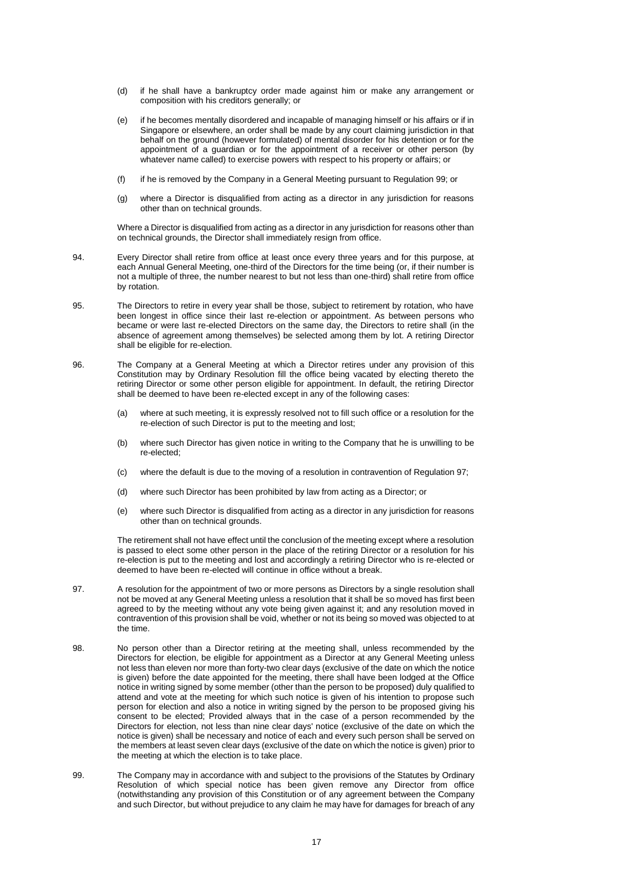(d) if he shall have a bankruptcy order made against him or make any arrangement or composition with his creditors generally; or

(e) if he becomes mentally disordered and incapable of managing himself or his affairs or if in Singapore or elsewhere, an order shall be made by any court claiming jurisdiction in that behalf on the ground (however formulated) of mental disorder for his detention or for the appointment of a guardian or for the appointment of a receiver or other person (by whatever name called) to exercise powers with respect to his property or affairs; or

(f) if he is removed by the Company in a General Meeting pursuant to Regulation 99; or

(g) where a Director is disqualified from acting as a director in any jurisdiction for reasons other than on technical grounds.

Where a Director is disqualified from acting as a director in any jurisdiction for reasons other than on technical grounds, the Director shall immediately resign from office.

94. Every Director shall retire from office at least once every three years and for this purpose, at each Annual General Meeting, one-third of the Directors for the time being (or, if their number is not a multiple of three, the number nearest to but not less than one-third) shall retire from office by rotation.

95. The Directors to retire in every year shall be those, subject to retirement by rotation, who have been longest in office since their last re-election or appointment. As between persons who became or were last re-elected Directors on the same day, the Directors to retire shall (in the absence of agreement among themselves) be selected among them by lot. A retiring Director shall be eligible for re-election.

96. The Company at a General Meeting at which a Director retires under any provision of this Constitution may by Ordinary Resolution fill the office being vacated by electing thereto the retiring Director or some other person eligible for appointment. In default, the retiring Director shall be deemed to have been re-elected except in any of the following cases:

(a) where at such meeting, it is expressly resolved not to fill such office or a resolution for the re-election of such Director is put to the meeting and lost;

(b) where such Director has given notice in writing to the Company that he is unwilling to be re-elected;

(c) where the default is due to the moving of a resolution in contravention of Regulation 97;

(d) where such Director has been prohibited by law from acting as a Director; or

(e) where such Director is disqualified from acting as a director in any jurisdiction for reasons other than on technical grounds.

The retirement shall not have effect until the conclusion of the meeting except where a resolution is passed to elect some other person in the place of the retiring Director or a resolution for his re-election is put to the meeting and lost and accordingly a retiring Director who is re-elected or deemed to have been re-elected will continue in office without a break.

97. A resolution for the appointment of two or more persons as Directors by a single resolution shall not be moved at any General Meeting unless a resolution that it shall be so moved has first been agreed to by the meeting without any vote being given against it; and any resolution moved in contravention of this provision shall be void, whether or not its being so moved was objected to at the time.

98. No person other than a Director retiring at the meeting shall, unless recommended by the Directors for election, be eligible for appointment as a Director at any General Meeting unless not less than eleven nor more than forty-two clear days (exclusive of the date on which the notice is given) before the date appointed for the meeting, there shall have been lodged at the Office notice in writing signed by some member (other than the person to be proposed) duly qualified to attend and vote at the meeting for which such notice is given of his intention to propose such person for election and also a notice in writing signed by the person to be proposed giving his consent to be elected; Provided always that in the case of a person recommended by the Directors for election, not less than nine clear days' notice (exclusive of the date on which the notice is given) shall be necessary and notice of each and every such person shall be served on the members at least seven clear days (exclusive of the date on which the notice is given) prior to the meeting at which the election is to take place.

99. The Company may in accordance with and subject to the provisions of the Statutes by Ordinary Resolution of which special notice has been given remove any Director from office (notwithstanding any provision of this Constitution or of any agreement between the Company and such Director, but without prejudice to any claim he may have for damages for breach of any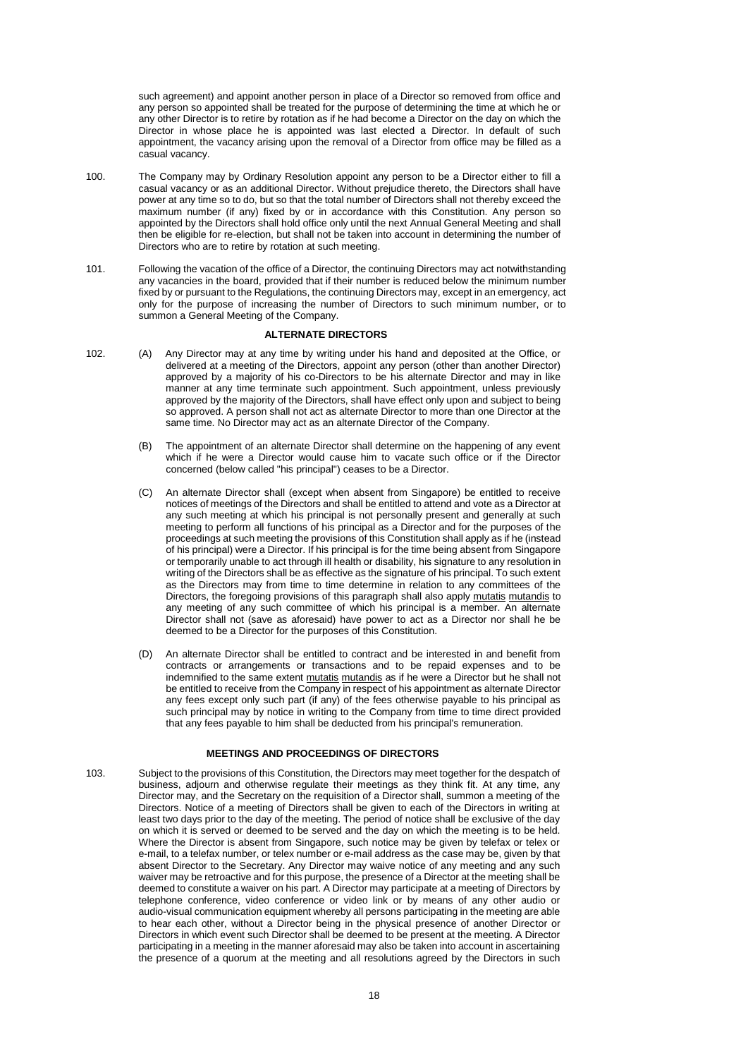such agreement) and appoint another person in place of a Director so removed from office and any person so appointed shall be treated for the purpose of determining the time at which he or any other Director is to retire by rotation as if he had become a Director on the day on which the Director in whose place he is appointed was last elected a Director. In default of such appointment, the vacancy arising upon the removal of a Director from office may be filled as a casual vacancy.

100. The Company may by Ordinary Resolution appoint any person to be a Director either to fill a casual vacancy or as an additional Director. Without prejudice thereto, the Directors shall have power at any time so to do, but so that the total number of Directors shall not thereby exceed the maximum number (if any) fixed by or in accordance with this Constitution. Any person so appointed by the Directors shall hold office only until the next Annual General Meeting and shall then be eligible for re-election, but shall not be taken into account in determining the number of Directors who are to retire by rotation at such meeting.

101. Following the vacation of the office of a Director, the continuing Directors may act notwithstanding any vacancies in the board, provided that if their number is reduced below the minimum number fixed by or pursuant to the Regulations, the continuing Directors may, except in an emergency, act only for the purpose of increasing the number of Directors to such minimum number, or to summon a General Meeting of the Company.

**ALTERNATE DIRECTORS**

102. (A) Any Director may at any time by writing under his hand and deposited at the Office, or delivered at a meeting of the Directors, appoint any person (other than another Director) approved by a majority of his co-Directors to be his alternate Director and may in like manner at any time terminate such appointment. Such appointment, unless previously approved by the majority of the Directors, shall have effect only upon and subject to being so approved. A person shall not act as alternate Director to more than one Director at the same time. No Director may act as an alternate Director of the Company.

(B) The appointment of an alternate Director shall determine on the happening of any event which if he were a Director would cause him to vacate such office or if the Director concerned (below called "his principal") ceases to be a Director.

(C) An alternate Director shall (except when absent from Singapore) be entitled to receive notices of meetings of the Directors and shall be entitled to attend and vote as a Director at any such meeting at which his principal is not personally present and generally at such meeting to perform all functions of his principal as a Director and for the purposes of the proceedings at such meeting the provisions of this Constitution shall apply as if he (instead of his principal) were a Director. If his principal is for the time being absent from Singapore or temporarily unable to act through ill health or disability, his signature to any resolution in writing of the Directors shall be as effective as the signature of his principal. To such extent as the Directors may from time to time determine in relation to any committees of the Directors, the foregoing provisions of this paragraph shall also apply mutatis mutandis to any meeting of any such committee of which his principal is a member. An alternate Director shall not (save as aforesaid) have power to act as a Director nor shall he be deemed to be a Director for the purposes of this Constitution.

(D) An alternate Director shall be entitled to contract and be interested in and benefit from contracts or arrangements or transactions and to be repaid expenses and to be indemnified to the same extent mutatis mutandis as if he were a Director but he shall not be entitled to receive from the Company in respect of his appointment as alternate Director any fees except only such part (if any) of the fees otherwise payable to his principal as such principal may by notice in writing to the Company from time to time direct provided that any fees payable to him shall be deducted from his principal's remuneration.

**MEETINGS AND PROCEEDINGS OF DIRECTORS**

103. Subject to the provisions of this Constitution, the Directors may meet together for the despatch of business, adjourn and otherwise regulate their meetings as they think fit. At any time, any Director may, and the Secretary on the requisition of a Director shall, summon a meeting of the Directors. Notice of a meeting of Directors shall be given to each of the Directors in writing at least two days prior to the day of the meeting. The period of notice shall be exclusive of the day on which it is served or deemed to be served and the day on which the meeting is to be held. Where the Director is absent from Singapore, such notice may be given by telefax or telex or e-mail, to a telefax number, or telex number or e-mail address as the case may be, given by that absent Director to the Secretary. Any Director may waive notice of any meeting and any such waiver may be retroactive and for this purpose, the presence of a Director at the meeting shall be deemed to constitute a waiver on his part. A Director may participate at a meeting of Directors by telephone conference, video conference or video link or by means of any other audio or audio-visual communication equipment whereby all persons participating in the meeting are able to hear each other, without a Director being in the physical presence of another Director or Directors in which event such Director shall be deemed to be present at the meeting. A Director participating in a meeting in the manner aforesaid may also be taken into account in ascertaining the presence of a quorum at the meeting and all resolutions agreed by the Directors in such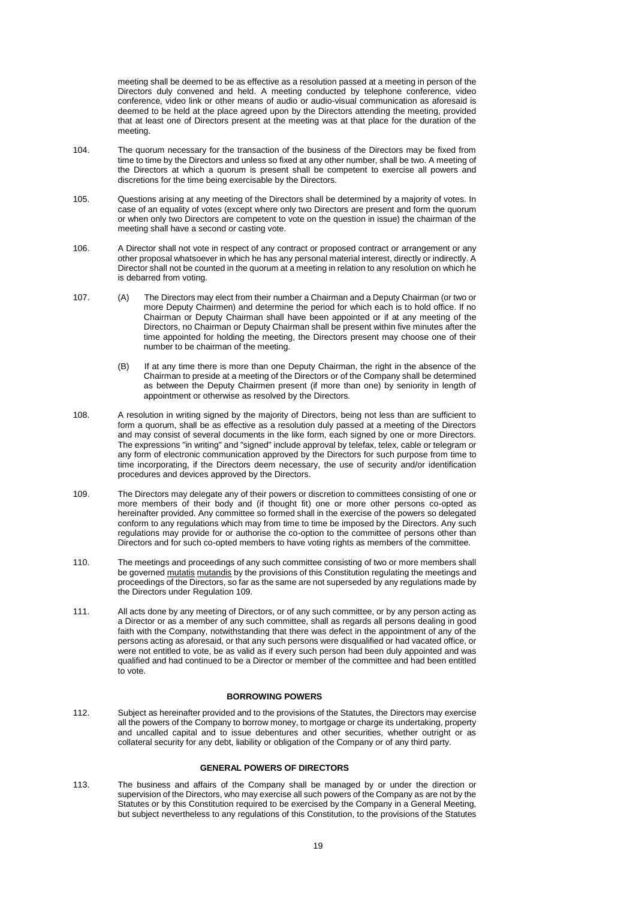meeting shall be deemed to be as effective as a resolution passed at a meeting in person of the Directors duly convened and held. A meeting conducted by telephone conference, video conference, video link or other means of audio or audio-visual communication as aforesaid is deemed to be held at the place agreed upon by the Directors attending the meeting, provided that at least one of Directors present at the meeting was at that place for the duration of the meeting.

104. The quorum necessary for the transaction of the business of the Directors may be fixed from time to time by the Directors and unless so fixed at any other number, shall be two. A meeting of the Directors at which a quorum is present shall be competent to exercise all powers and discretions for the time being exercisable by the Directors.

105. Questions arising at any meeting of the Directors shall be determined by a majority of votes. In case of an equality of votes (except where only two Directors are present and form the quorum or when only two Directors are competent to vote on the question in issue) the chairman of the meeting shall have a second or casting vote.

106. A Director shall not vote in respect of any contract or proposed contract or arrangement or any other proposal whatsoever in which he has any personal material interest, directly or indirectly. A Director shall not be counted in the quorum at a meeting in relation to any resolution on which he is debarred from voting.

107. (A) The Directors may elect from their number a Chairman and a Deputy Chairman (or two or more Deputy Chairmen) and determine the period for which each is to hold office. If no Chairman or Deputy Chairman shall have been appointed or if at any meeting of the Directors, no Chairman or Deputy Chairman shall be present within five minutes after the time appointed for holding the meeting, the Directors present may choose one of their number to be chairman of the meeting.

(B) If at any time there is more than one Deputy Chairman, the right in the absence of the Chairman to preside at a meeting of the Directors or of the Company shall be determined as between the Deputy Chairmen present (if more than one) by seniority in length of appointment or otherwise as resolved by the Directors.

108. A resolution in writing signed by the majority of Directors, being not less than are sufficient to form a quorum, shall be as effective as a resolution duly passed at a meeting of the Directors and may consist of several documents in the like form, each signed by one or more Directors. The expressions "in writing" and "signed" include approval by telefax, telex, cable or telegram or any form of electronic communication approved by the Directors for such purpose from time to time incorporating, if the Directors deem necessary, the use of security and/or identification procedures and devices approved by the Directors.

109. The Directors may delegate any of their powers or discretion to committees consisting of one or more members of their body and (if thought fit) one or more other persons co-opted as hereinafter provided. Any committee so formed shall in the exercise of the powers so delegated conform to any regulations which may from time to time be imposed by the Directors. Any such regulations may provide for or authorise the co-option to the committee of persons other than Directors and for such co-opted members to have voting rights as members of the committee.

110. The meetings and proceedings of any such committee consisting of two or more members shall be governed mutatis mutandis by the provisions of this Constitution regulating the meetings and proceedings of the Directors, so far as the same are not superseded by any regulations made by the Directors under Regulation 109.

111. All acts done by any meeting of Directors, or of any such committee, or by any person acting as a Director or as a member of any such committee, shall as regards all persons dealing in good faith with the Company, notwithstanding that there was defect in the appointment of any of the persons acting as aforesaid, or that any such persons were disqualified or had vacated office, or were not entitled to vote, be as valid as if every such person had been duly appointed and was qualified and had continued to be a Director or member of the committee and had been entitled to vote.

## BORROWING POWERS

112. Subject as hereinafter provided and to the provisions of the Statutes, the Directors may exercise all the powers of the Company to borrow money, to mortgage or charge its undertaking, property and uncalled capital and to issue debentures and other securities, whether outright or as collateral security for any debt, liability or obligation of the Company or of any third party.

## GENERAL POWERS OF DIRECTORS

113. The business and affairs of the Company shall be managed by or under the direction or supervision of the Directors, who may exercise all such powers of the Company as are not by the Statutes or by this Constitution required to be exercised by the Company in a General Meeting, but subject nevertheless to any regulations of this Constitution, to the provisions of the Statutes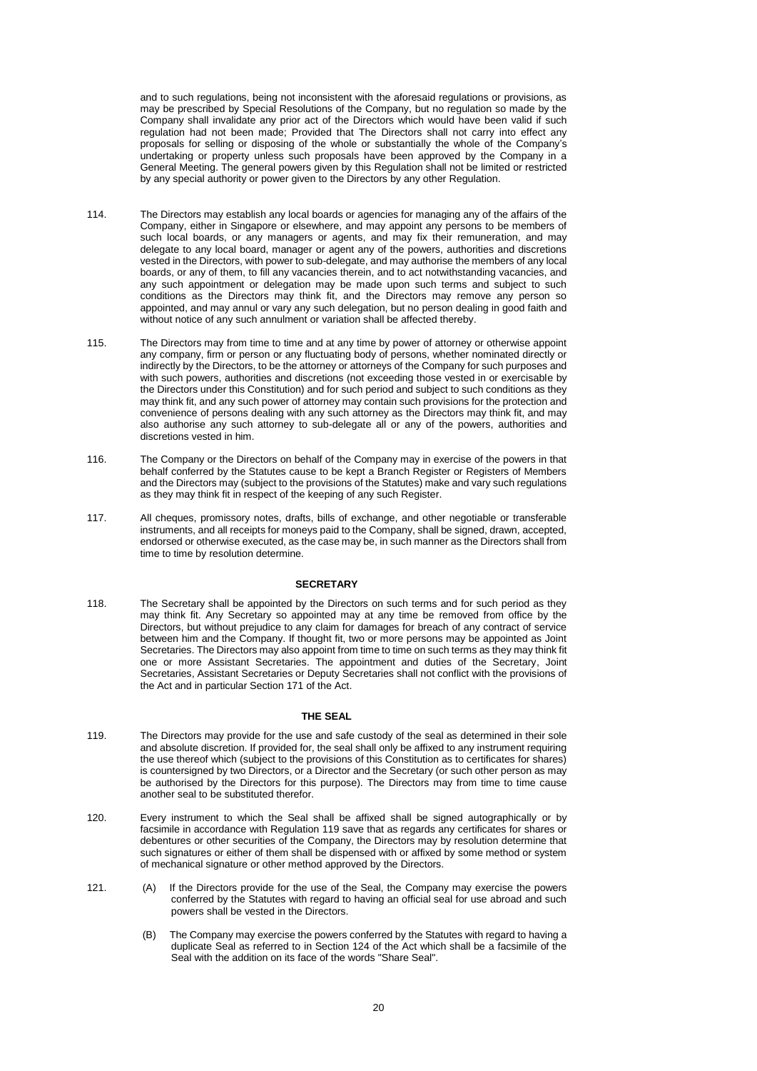and to such regulations, being not inconsistent with the aforesaid regulations or provisions, as may be prescribed by Special Resolutions of the Company, but no regulation so made by the Company shall invalidate any prior act of the Directors which would have been valid if such regulation had not been made; Provided that The Directors shall not carry into effect any proposals for selling or disposing of the whole or substantially the whole of the Company's undertaking or property unless such proposals have been approved by the Company in a General Meeting. The general powers given by this Regulation shall not be limited or restricted by any special authority or power given to the Directors by any other Regulation.

114. The Directors may establish any local boards or agencies for managing any of the affairs of the Company, either in Singapore or elsewhere, and may appoint any persons to be members of such local boards, or any managers or agents, and may fix their remuneration, and may delegate to any local board, manager or agent any of the powers, authorities and discretions vested in the Directors, with power to sub-delegate, and may authorise the members of any local boards, or any of them, to fill any vacancies therein, and to act notwithstanding vacancies, and any such appointment or delegation may be made upon such terms and subject to such conditions as the Directors may think fit, and the Directors may remove any person so appointed, and may annul or vary any such delegation, but no person dealing in good faith and without notice of any such annulment or variation shall be affected thereby.

115. The Directors may from time to time and at any time by power of attorney or otherwise appoint any company, firm or person or any fluctuating body of persons, whether nominated directly or indirectly by the Directors, to be the attorney or attorneys of the Company for such purposes and with such powers, authorities and discretions (not exceeding those vested in or exercisable by the Directors under this Constitution) and for such period and subject to such conditions as they may think fit, and any such power of attorney may contain such provisions for the protection and convenience of persons dealing with any such attorney as the Directors may think fit, and may also authorise any such attorney to sub-delegate all or any of the powers, authorities and discretions vested in him.

116. The Company or the Directors on behalf of the Company may in exercise of the powers in that behalf conferred by the Statutes cause to be kept a Branch Register or Registers of Members and the Directors may (subject to the provisions of the Statutes) make and vary such regulations as they may think fit in respect of the keeping of any such Register.

117. All cheques, promissory notes, drafts, bills of exchange, and other negotiable or transferable instruments, and all receipts for moneys paid to the Company, shall be signed, drawn, accepted, endorsed or otherwise executed, as the case may be, in such manner as the Directors shall from time to time by resolution determine.

## SECRETARY

118. The Secretary shall be appointed by the Directors on such terms and for such period as they may think fit. Any Secretary so appointed may at any time be removed from office by the Directors, but without prejudice to any claim for damages for breach of any contract of service between him and the Company. If thought fit, two or more persons may be appointed as Joint Secretaries. The Directors may also appoint from time to time on such terms as they may think fit one or more Assistant Secretaries. The appointment and duties of the Secretary, Joint Secretaries, Assistant Secretaries or Deputy Secretaries shall not conflict with the provisions of the Act and in particular Section 171 of the Act.

## THE SEAL

119. The Directors may provide for the use and safe custody of the seal as determined in their sole and absolute discretion. If provided for, the seal shall only be affixed to any instrument requiring the use thereof which (subject to the provisions of this Constitution as to certificates for shares) is countersigned by two Directors, or a Director and the Secretary (or such other person as may be authorised by the Directors for this purpose). The Directors may from time to time cause another seal to be substituted therefor.

120. Every instrument to which the Seal shall be affixed shall be signed autographically or by facsimile in accordance with Regulation 119 save that as regards any certificates for shares or debentures or other securities of the Company, the Directors may by resolution determine that such signatures or either of them shall be dispensed with or affixed by some method or system of mechanical signature or other method approved by the Directors.

121. (A) If the Directors provide for the use of the Seal, the Company may exercise the powers conferred by the Statutes with regard to having an official seal for use abroad and such powers shall be vested in the Directors.

(B) The Company may exercise the powers conferred by the Statutes with regard to having a duplicate Seal as referred to in Section 124 of the Act which shall be a facsimile of the Seal with the addition on its face of the words "Share Seal".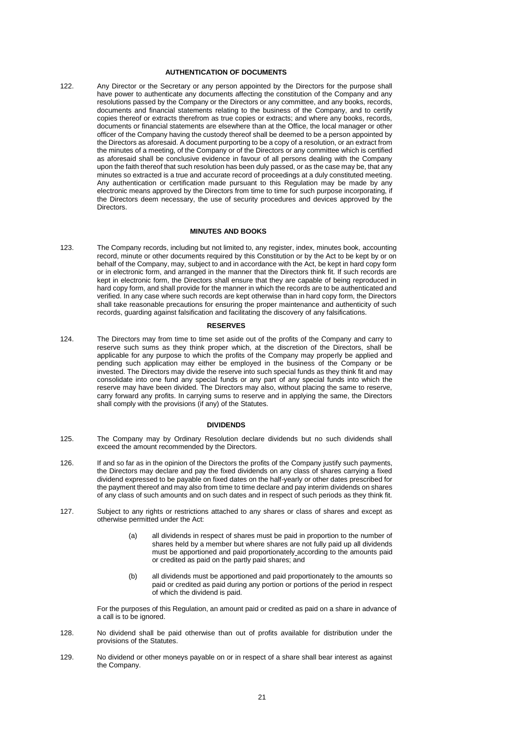## AUTHENTICATION OF DOCUMENTS

122. Any Director or the Secretary or any person appointed by the Directors for the purpose shall have power to authenticate any documents affecting the constitution of the Company and any resolutions passed by the Company or the Directors or any committee, and any books, records, documents and financial statements relating to the business of the Company, and to certify copies thereof or extracts therefrom as true copies or extracts; and where any books, records, documents or financial statements are elsewhere than at the Office, the local manager or other officer of the Company having the custody thereof shall be deemed to be a person appointed by the Directors as aforesaid. A document purporting to be a copy of a resolution, or an extract from the minutes of a meeting, of the Company or of the Directors or any committee which is certified as aforesaid shall be conclusive evidence in favour of all persons dealing with the Company upon the faith thereof that such resolution has been duly passed, or as the case may be, that any minutes so extracted is a true and accurate record of proceedings at a duly constituted meeting. Any authentication or certification made pursuant to this Regulation may be made by any electronic means approved by the Directors from time to time for such purpose incorporating, if the Directors deem necessary, the use of security procedures and devices approved by the Directors.

## MINUTES AND BOOKS

123. The Company records, including but not limited to, any register, index, minutes book, accounting record, minute or other documents required by this Constitution or by the Act to be kept by or on behalf of the Company, may, subject to and in accordance with the Act, be kept in hard copy form or in electronic form, and arranged in the manner that the Directors think fit. If such records are kept in electronic form, the Directors shall ensure that they are capable of being reproduced in hard copy form, and shall provide for the manner in which the records are to be authenticated and verified. In any case where such records are kept otherwise than in hard copy form, the Directors shall take reasonable precautions for ensuring the proper maintenance and authenticity of such records, guarding against falsification and facilitating the discovery of any falsifications.

## RESERVES

124. The Directors may from time to time set aside out of the profits of the Company and carry to reserve such sums as they think proper which, at the discretion of the Directors, shall be applicable for any purpose to which the profits of the Company may properly be applied and pending such application may either be employed in the business of the Company or be invested. The Directors may divide the reserve into such special funds as they think fit and may consolidate into one fund any special funds or any part of any special funds into which the reserve may have been divided. The Directors may also, without placing the same to reserve, carry forward any profits. In carrying sums to reserve and in applying the same, the Directors shall comply with the provisions (if any) of the Statutes.

## DIVIDENDS

125. The Company may by Ordinary Resolution declare dividends but no such dividends shall exceed the amount recommended by the Directors.

126. If and so far as in the opinion of the Directors the profits of the Company justify such payments, the Directors may declare and pay the fixed dividends on any class of shares carrying a fixed dividend expressed to be payable on fixed dates on the half-yearly or other dates prescribed for the payment thereof and may also from time to time declare and pay interim dividends on shares of any class of such amounts and on such dates and in respect of such periods as they think fit.

127. Subject to any rights or restrictions attached to any shares or class of shares and except as otherwise permitted under the Act:

    (a) all dividends in respect of shares must be paid in proportion to the number of shares held by a member but where shares are not fully paid up all dividends must be apportioned and paid proportionately according to the amounts paid or credited as paid on the partly paid shares; and

    (b) all dividends must be apportioned and paid proportionately to the amounts so paid or credited as paid during any portion or portions of the period in respect of which the dividend is paid.

    For the purposes of this Regulation, an amount paid or credited as paid on a share in advance of a call is to be ignored.

128. No dividend shall be paid otherwise than out of profits available for distribution under the provisions of the Statutes.

129. No dividend or other moneys payable on or in respect of a share shall bear interest as against the Company.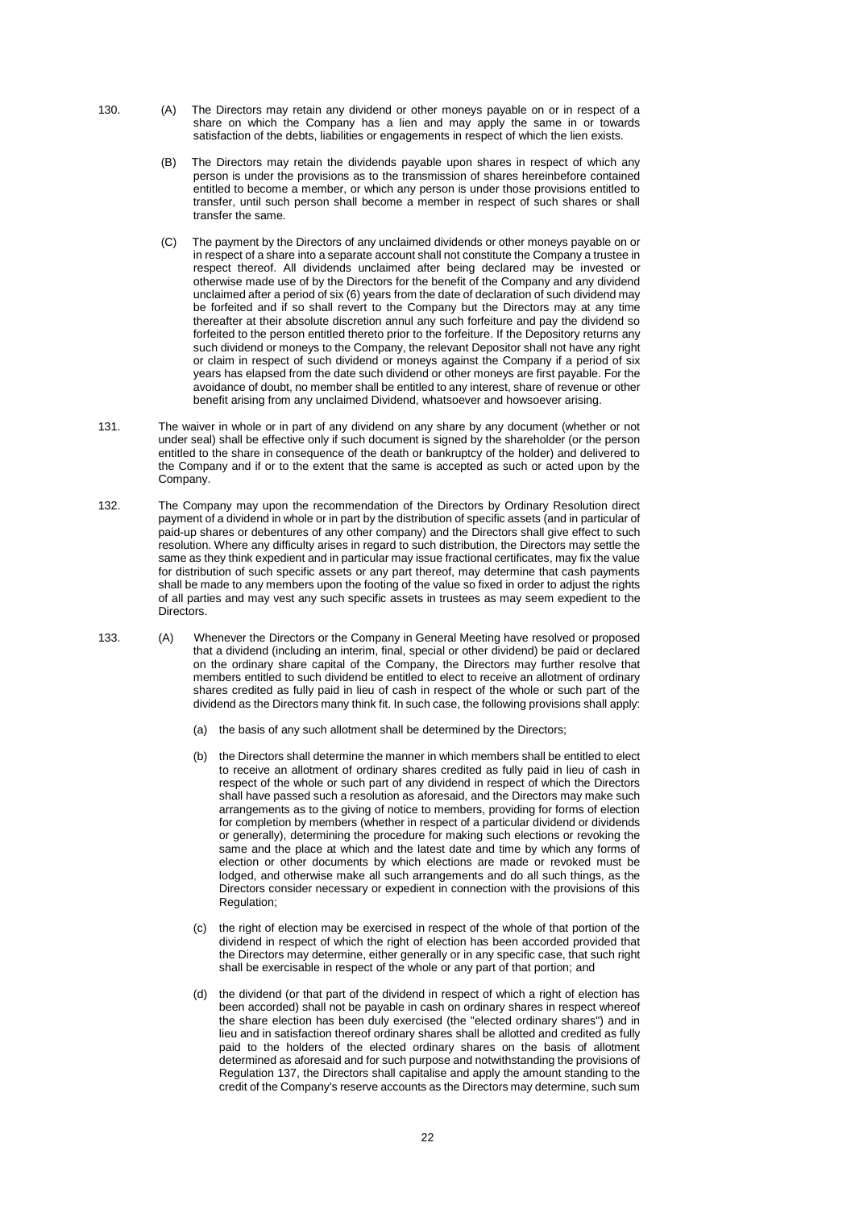130. (A) The Directors may retain any dividend or other moneys payable on or in respect of a share on which the Company has a lien and may apply the same in or towards satisfaction of the debts, liabilities or engagements in respect of which the lien exists.

(B) The Directors may retain the dividends payable upon shares in respect of which any person is under the provisions as to the transmission of shares hereinbefore contained entitled to become a member, or which any person is under those provisions entitled to transfer, until such person shall become a member in respect of such shares or shall transfer the same.

(C) The payment by the Directors of any unclaimed dividends or other moneys payable on or in respect of a share into a separate account shall not constitute the Company a trustee in respect thereof. All dividends unclaimed after being declared may be invested or otherwise made use of by the Directors for the benefit of the Company and any dividend unclaimed after a period of six (6) years from the date of declaration of such dividend may be forfeited and if so shall revert to the Company but the Directors may at any time thereafter at their absolute discretion annul any such forfeiture and pay the dividend so forfeited to the person entitled thereto prior to the forfeiture. If the Depository returns any such dividend or moneys to the Company, the relevant Depositor shall not have any right or claim in respect of such dividend or moneys against the Company if a period of six years has elapsed from the date such dividend or other moneys are first payable. For the avoidance of doubt, no member shall be entitled to any interest, share of revenue or other benefit arising from any unclaimed Dividend, whatsoever and howsoever arising.

131. The waiver in whole or in part of any dividend on any share by any document (whether or not under seal) shall be effective only if such document is signed by the shareholder (or the person entitled to the share in consequence of the death or bankruptcy of the holder) and delivered to the Company and if or to the extent that the same is accepted as such or acted upon by the Company.

132. The Company may upon the recommendation of the Directors by Ordinary Resolution direct payment of a dividend in whole or in part by the distribution of specific assets (and in particular of paid-up shares or debentures of any other company) and the Directors shall give effect to such resolution. Where any difficulty arises in regard to such distribution, the Directors may settle the same as they think expedient and in particular may issue fractional certificates, may fix the value for distribution of such specific assets or any part thereof, may determine that cash payments shall be made to any members upon the footing of the value so fixed in order to adjust the rights of all parties and may vest any such specific assets in trustees as may seem expedient to the Directors.

133. (A) Whenever the Directors or the Company in General Meeting have resolved or proposed that a dividend (including an interim, final, special or other dividend) be paid or declared on the ordinary share capital of the Company, the Directors may further resolve that members entitled to such dividend be entitled to elect to receive an allotment of ordinary shares credited as fully paid in lieu of cash in respect of the whole or such part of the dividend as the Directors many think fit. In such case, the following provisions shall apply:

(a) the basis of any such allotment shall be determined by the Directors;

(b) the Directors shall determine the manner in which members shall be entitled to elect to receive an allotment of ordinary shares credited as fully paid in lieu of cash in respect of the whole or such part of any dividend in respect of which the Directors shall have passed such a resolution as aforesaid, and the Directors may make such arrangements as to the giving of notice to members, providing for forms of election for completion by members (whether in respect of a particular dividend or dividends or generally), determining the procedure for making such elections or revoking the same and the place at which and the latest date and time by which any forms of election or other documents by which elections are made or revoked must be lodged, and otherwise make all such arrangements and do all such things, as the Directors consider necessary or expedient in connection with the provisions of this Regulation;

(c) the right of election may be exercised in respect of the whole of that portion of the dividend in respect of which the right of election has been accorded provided that the Directors may determine, either generally or in any specific case, that such right shall be exercisable in respect of the whole or any part of that portion; and

(d) the dividend (or that part of the dividend in respect of which a right of election has been accorded) shall not be payable in cash on ordinary shares in respect whereof the share election has been duly exercised (the "elected ordinary shares") and in lieu and in satisfaction thereof ordinary shares shall be allotted and credited as fully paid to the holders of the elected ordinary shares on the basis of allotment determined as aforesaid and for such purpose and notwithstanding the provisions of Regulation 137, the Directors shall capitalise and apply the amount standing to the credit of the Company's reserve accounts as the Directors may determine, such sum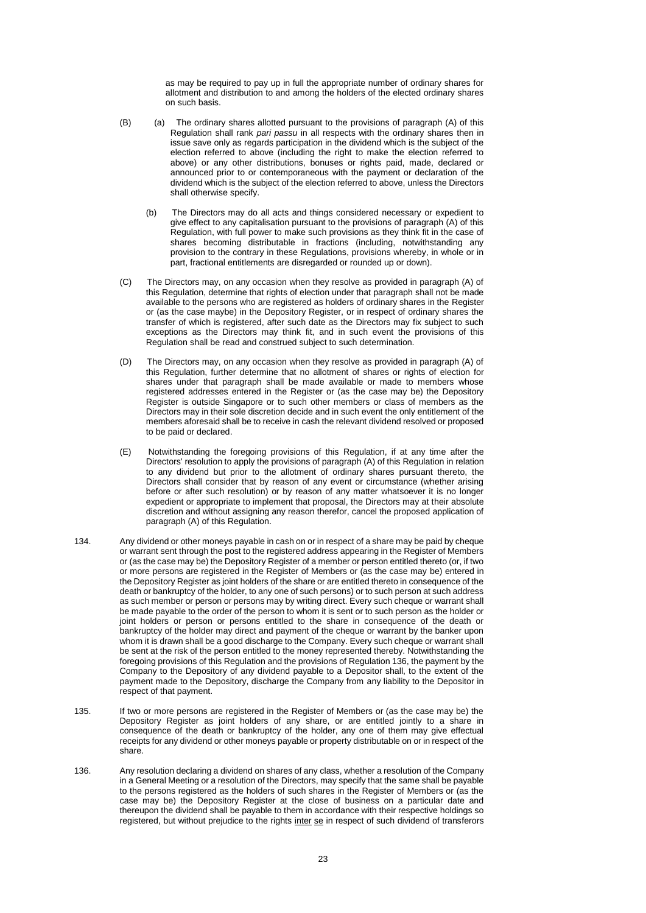as may be required to pay up in full the appropriate number of ordinary shares for allotment and distribution to and among the holders of the elected ordinary shares on such basis.

(B) (a) The ordinary shares allotted pursuant to the provisions of paragraph (A) of this Regulation shall rank *pari passu* in all respects with the ordinary shares then in issue save only as regards participation in the dividend which is the subject of the election referred to above (including the right to make the election referred to above) or any other distributions, bonuses or rights paid, made, declared or announced prior to or contemporaneous with the payment or declaration of the dividend which is the subject of the election referred to above, unless the Directors shall otherwise specify.

(b) The Directors may do all acts and things considered necessary or expedient to give effect to any capitalisation pursuant to the provisions of paragraph (A) of this Regulation, with full power to make such provisions as they think fit in the case of shares becoming distributable in fractions (including, notwithstanding any provision to the contrary in these Regulations, provisions whereby, in whole or in part, fractional entitlements are disregarded or rounded up or down).

(C) The Directors may, on any occasion when they resolve as provided in paragraph (A) of this Regulation, determine that rights of election under that paragraph shall not be made available to the persons who are registered as holders of ordinary shares in the Register or (as the case maybe) in the Depository Register, or in respect of ordinary shares the transfer of which is registered, after such date as the Directors may fix subject to such exceptions as the Directors may think fit, and in such event the provisions of this Regulation shall be read and construed subject to such determination.

(D) The Directors may, on any occasion when they resolve as provided in paragraph (A) of this Regulation, further determine that no allotment of shares or rights of election for shares under that paragraph shall be made available or made to members whose registered addresses entered in the Register or (as the case may be) the Depository Register is outside Singapore or to such other members or class of members as the Directors may in their sole discretion decide and in such event the only entitlement of the members aforesaid shall be to receive in cash the relevant dividend resolved or proposed to be paid or declared.

(E) Notwithstanding the foregoing provisions of this Regulation, if at any time after the Directors' resolution to apply the provisions of paragraph (A) of this Regulation in relation to any dividend but prior to the allotment of ordinary shares pursuant thereto, the Directors shall consider that by reason of any event or circumstance (whether arising before or after such resolution) or by reason of any matter whatsoever it is no longer expedient or appropriate to implement that proposal, the Directors may at their absolute discretion and without assigning any reason therefor, cancel the proposed application of paragraph (A) of this Regulation.

134. Any dividend or other moneys payable in cash on or in respect of a share may be paid by cheque or warrant sent through the post to the registered address appearing in the Register of Members or (as the case may be) the Depository Register of a member or person entitled thereto (or, if two or more persons are registered in the Register of Members or (as the case may be) entered in the Depository Register as joint holders of the share or are entitled thereto in consequence of the death or bankruptcy of the holder, to any one of such persons) or to such person at such address as such member or person or persons may by writing direct. Every such cheque or warrant shall be made payable to the order of the person to whom it is sent or to such person as the holder or joint holders or person or persons entitled to the share in consequence of the death or bankruptcy of the holder may direct and payment of the cheque or warrant by the banker upon whom it is drawn shall be a good discharge to the Company. Every such cheque or warrant shall be sent at the risk of the person entitled to the money represented thereby. Notwithstanding the foregoing provisions of this Regulation and the provisions of Regulation 136, the payment by the Company to the Depository of any dividend payable to a Depositor shall, to the extent of the payment made to the Depository, discharge the Company from any liability to the Depositor in respect of that payment.

135. If two or more persons are registered in the Register of Members or (as the case may be) the Depository Register as joint holders of any share, or are entitled jointly to a share in consequence of the death or bankruptcy of the holder, any one of them may give effectual receipts for any dividend or other moneys payable or property distributable on or in respect of the share.

136. Any resolution declaring a dividend on shares of any class, whether a resolution of the Company in a General Meeting or a resolution of the Directors, may specify that the same shall be payable to the persons registered as the holders of such shares in the Register of Members or (as the case may be) the Depository Register at the close of business on a particular date and thereupon the dividend shall be payable to them in accordance with their respective holdings so registered, but without prejudice to the rights inter se in respect of such dividend of transferors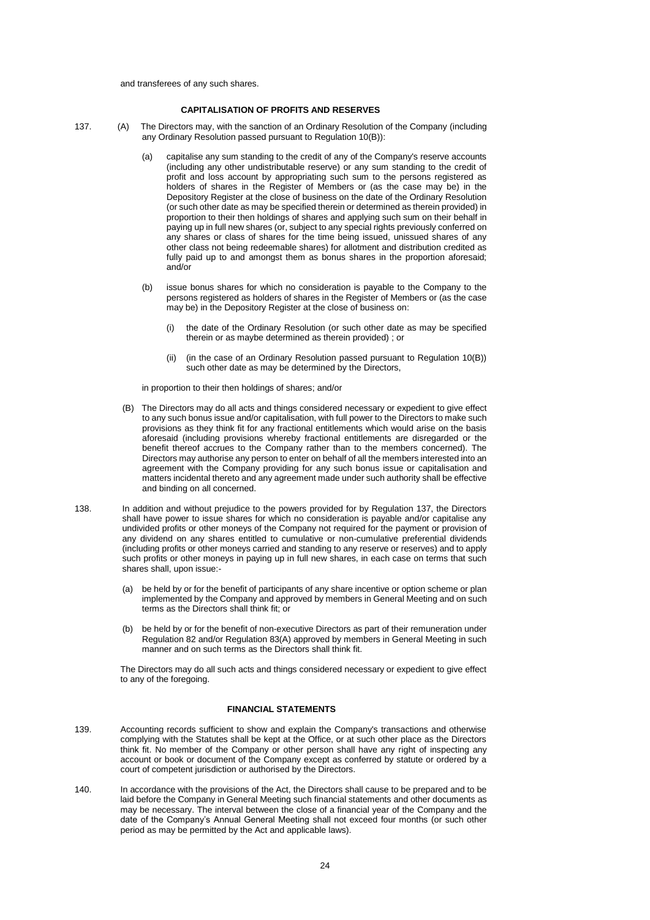and transferees of any such shares.

## CAPITALISATION OF PROFITS AND RESERVES

137. (A) The Directors may, with the sanction of an Ordinary Resolution of the Company (including any Ordinary Resolution passed pursuant to Regulation 10(B)):

(a) capitalise any sum standing to the credit of any of the Company's reserve accounts (including any other undistributable reserve) or any sum standing to the credit of profit and loss account by appropriating such sum to the persons registered as holders of shares in the Register of Members or (as the case may be) in the Depository Register at the close of business on the date of the Ordinary Resolution (or such other date as may be specified therein or determined as therein provided) in proportion to their then holdings of shares and applying such sum on their behalf in paying up in full new shares (or, subject to any special rights previously conferred on any shares or class of shares for the time being issued, unissued shares of any other class not being redeemable shares) for allotment and distribution credited as fully paid up to and amongst them as bonus shares in the proportion aforesaid; and/or

(b) issue bonus shares for which no consideration is payable to the Company to the persons registered as holders of shares in the Register of Members or (as the case may be) in the Depository Register at the close of business on:

(i) the date of the Ordinary Resolution (or such other date as may be specified therein or as maybe determined as therein provided) ; or

(ii) (in the case of an Ordinary Resolution passed pursuant to Regulation 10(B)) such other date as may be determined by the Directors,

in proportion to their then holdings of shares; and/or

(B) The Directors may do all acts and things considered necessary or expedient to give effect to any such bonus issue and/or capitalisation, with full power to the Directors to make such provisions as they think fit for any fractional entitlements which would arise on the basis aforesaid (including provisions whereby fractional entitlements are disregarded or the benefit thereof accrues to the Company rather than to the members concerned). The Directors may authorise any person to enter on behalf of all the members interested into an agreement with the Company providing for any such bonus issue or capitalisation and matters incidental thereto and any agreement made under such authority shall be effective and binding on all concerned.

138. In addition and without prejudice to the powers provided for by Regulation 137, the Directors shall have power to issue shares for which no consideration is payable and/or capitalise any undivided profits or other moneys of the Company not required for the payment or provision of any dividend on any shares entitled to cumulative or non-cumulative preferential dividends (including profits or other moneys carried and standing to any reserve or reserves) and to apply such profits or other moneys in paying up in full new shares, in each case on terms that such shares shall, upon issue:-

(a) be held by or for the benefit of participants of any share incentive or option scheme or plan implemented by the Company and approved by members in General Meeting and on such terms as the Directors shall think fit; or

(b) be held by or for the benefit of non-executive Directors as part of their remuneration under Regulation 82 and/or Regulation 83(A) approved by members in General Meeting in such manner and on such terms as the Directors shall think fit.

The Directors may do all such acts and things considered necessary or expedient to give effect to any of the foregoing.

## FINANCIAL STATEMENTS

139. Accounting records sufficient to show and explain the Company's transactions and otherwise complying with the Statutes shall be kept at the Office, or at such other place as the Directors think fit. No member of the Company or other person shall have any right of inspecting any account or book or document of the Company except as conferred by statute or ordered by a court of competent jurisdiction or authorised by the Directors.

140. In accordance with the provisions of the Act, the Directors shall cause to be prepared and to be laid before the Company in General Meeting such financial statements and other documents as may be necessary. The interval between the close of a financial year of the Company and the date of the Company's Annual General Meeting shall not exceed four months (or such other period as may be permitted by the Act and applicable laws).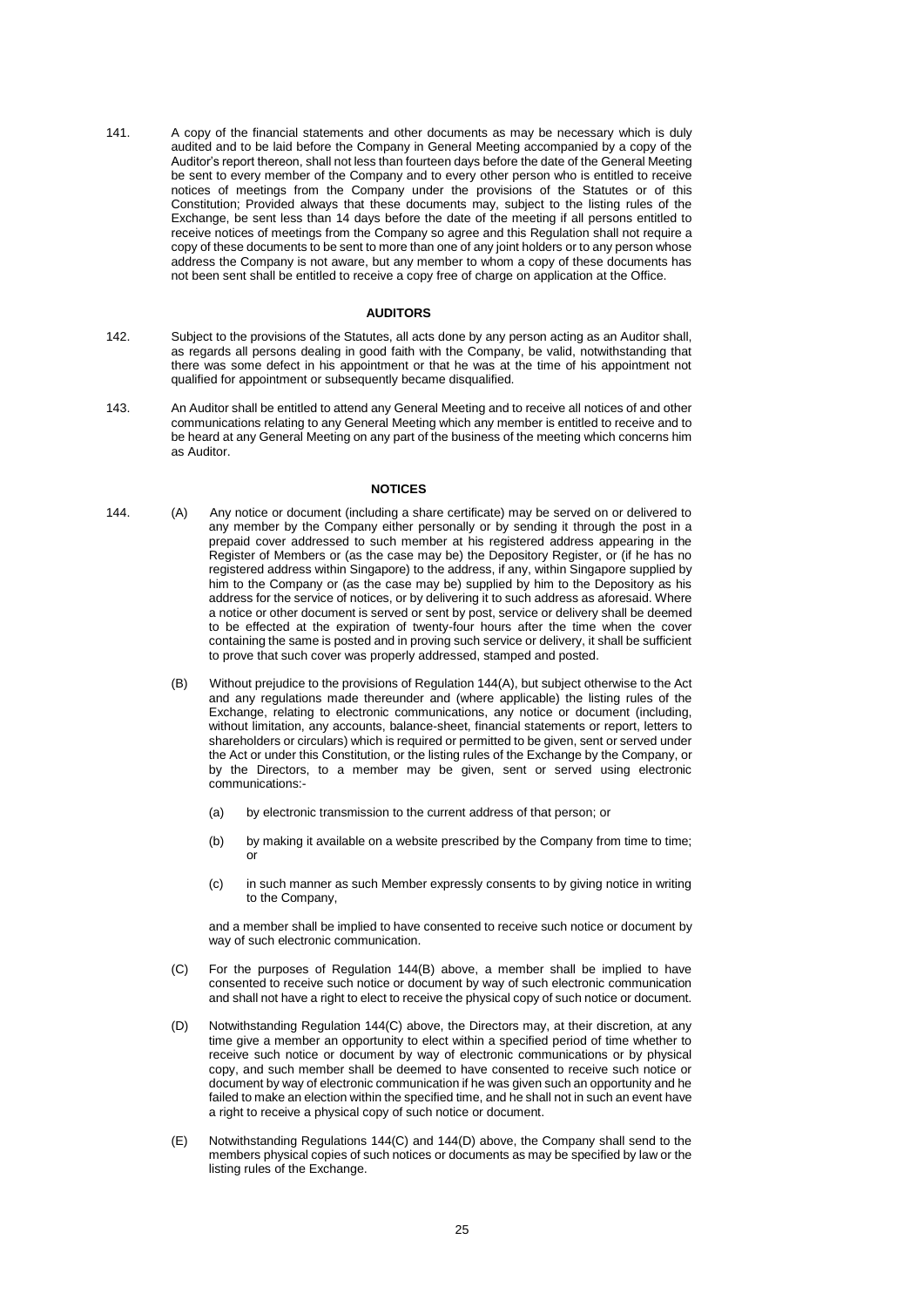141. A copy of the financial statements and other documents as may be necessary which is duly audited and to be laid before the Company in General Meeting accompanied by a copy of the Auditor's report thereon, shall not less than fourteen days before the date of the General Meeting be sent to every member of the Company and to every other person who is entitled to receive notices of meetings from the Company under the provisions of the Statutes or of this Constitution; Provided always that these documents may, subject to the listing rules of the Exchange, be sent less than 14 days before the date of the meeting if all persons entitled to receive notices of meetings from the Company so agree and this Regulation shall not require a copy of these documents to be sent to more than one of any joint holders or to any person whose address the Company is not aware, but any member to whom a copy of these documents has not been sent shall be entitled to receive a copy free of charge on application at the Office.

## AUDITORS

142. Subject to the provisions of the Statutes, all acts done by any person acting as an Auditor shall, as regards all persons dealing in good faith with the Company, be valid, notwithstanding that there was some defect in his appointment or that he was at the time of his appointment not qualified for appointment or subsequently became disqualified.

143. An Auditor shall be entitled to attend any General Meeting and to receive all notices of and other communications relating to any General Meeting which any member is entitled to receive and to be heard at any General Meeting on any part of the business of the meeting which concerns him as Auditor.

## NOTICES

144. (A) Any notice or document (including a share certificate) may be served on or delivered to any member by the Company either personally or by sending it through the post in a prepaid cover addressed to such member at his registered address appearing in the Register of Members or (as the case may be) the Depository Register, or (if he has no registered address within Singapore) to the address, if any, within Singapore supplied by him to the Company or (as the case may be) supplied by him to the Depository as his address for the service of notices, or by delivering it to such address as aforesaid. Where a notice or other document is served or sent by post, service or delivery shall be deemed to be effected at the expiration of twenty-four hours after the time when the cover containing the same is posted and in proving such service or delivery, it shall be sufficient to prove that such cover was properly addressed, stamped and posted.

(B) Without prejudice to the provisions of Regulation 144(A), but subject otherwise to the Act and any regulations made thereunder and (where applicable) the listing rules of the Exchange, relating to electronic communications, any notice or document (including, without limitation, any accounts, balance-sheet, financial statements or report, letters to shareholders or circulars) which is required or permitted to be given, sent or served under the Act or under this Constitution, or the listing rules of the Exchange by the Company, or by the Directors, to a member may be given, sent or served using electronic communications:-

(a) by electronic transmission to the current address of that person; or

(b) by making it available on a website prescribed by the Company from time to time; or

(c) in such manner as such Member expressly consents to by giving notice in writing to the Company,

and a member shall be implied to have consented to receive such notice or document by way of such electronic communication.

(C) For the purposes of Regulation 144(B) above, a member shall be implied to have consented to receive such notice or document by way of such electronic communication and shall not have a right to elect to receive the physical copy of such notice or document.

(D) Notwithstanding Regulation 144(C) above, the Directors may, at their discretion, at any time give a member an opportunity to elect within a specified period of time whether to receive such notice or document by way of electronic communications or by physical copy, and such member shall be deemed to have consented to receive such notice or document by way of electronic communication if he was given such an opportunity and he failed to make an election within the specified time, and he shall not in such an event have a right to receive a physical copy of such notice or document.

(E) Notwithstanding Regulations 144(C) and 144(D) above, the Company shall send to the members physical copies of such notices or documents as may be specified by law or the listing rules of the Exchange.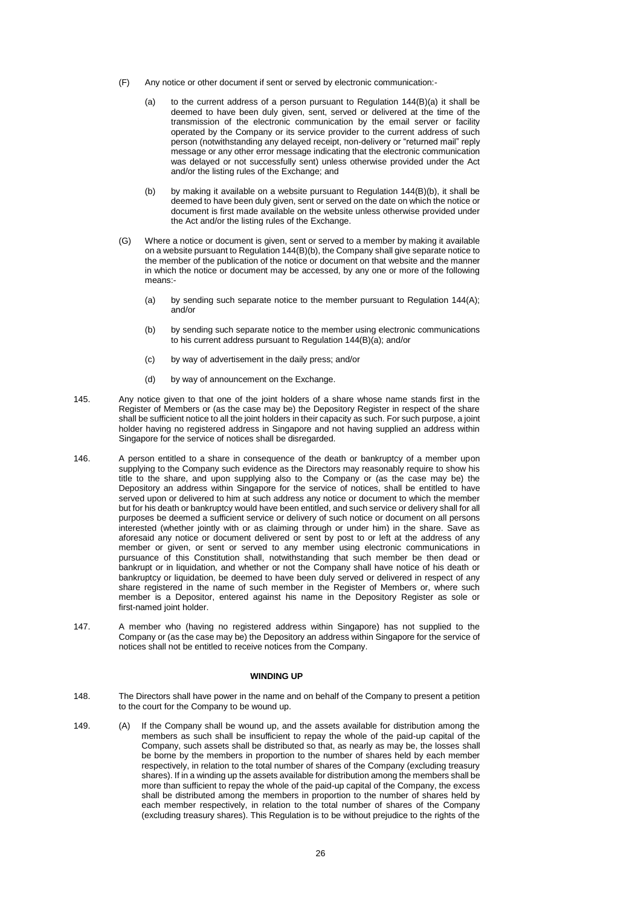(F) Any notice or other document if sent or served by electronic communication:-

(a) to the current address of a person pursuant to Regulation 144(B)(a) it shall be deemed to have been duly given, sent, served or delivered at the time of the transmission of the electronic communication by the email server or facility operated by the Company or its service provider to the current address of such person (notwithstanding any delayed receipt, non-delivery or "returned mail" reply message or any other error message indicating that the electronic communication was delayed or not successfully sent) unless otherwise provided under the Act and/or the listing rules of the Exchange; and

(b) by making it available on a website pursuant to Regulation 144(B)(b), it shall be deemed to have been duly given, sent or served on the date on which the notice or document is first made available on the website unless otherwise provided under the Act and/or the listing rules of the Exchange.

(G) Where a notice or document is given, sent or served to a member by making it available on a website pursuant to Regulation 144(B)(b), the Company shall give separate notice to the member of the publication of the notice or document on that website and the manner in which the notice or document may be accessed, by any one or more of the following means:-

(a) by sending such separate notice to the member pursuant to Regulation 144(A); and/or

(b) by sending such separate notice to the member using electronic communications to his current address pursuant to Regulation 144(B)(a); and/or

(c) by way of advertisement in the daily press; and/or

(d) by way of announcement on the Exchange.

145. Any notice given to that one of the joint holders of a share whose name stands first in the Register of Members or (as the case may be) the Depository Register in respect of the share shall be sufficient notice to all the joint holders in their capacity as such. For such purpose, a joint holder having no registered address in Singapore and not having supplied an address within Singapore for the service of notices shall be disregarded.

146. A person entitled to a share in consequence of the death or bankruptcy of a member upon supplying to the Company such evidence as the Directors may reasonably require to show his title to the share, and upon supplying also to the Company or (as the case may be) the Depository an address within Singapore for the service of notices, shall be entitled to have served upon or delivered to him at such address any notice or document to which the member but for his death or bankruptcy would have been entitled, and such service or delivery shall for all purposes be deemed a sufficient service or delivery of such notice or document on all persons interested (whether jointly with or as claiming through or under him) in the share. Save as aforesaid any notice or document delivered or sent by post to or left at the address of any member or given, or sent or served to any member using electronic communications in pursuance of this Constitution shall, notwithstanding that such member be then dead or bankrupt or in liquidation, and whether or not the Company shall have notice of his death or bankruptcy or liquidation, be deemed to have been duly served or delivered in respect of any share registered in the name of such member in the Register of Members or, where such member is a Depositor, entered against his name in the Depository Register as sole or first-named joint holder.

147. A member who (having no registered address within Singapore) has not supplied to the Company or (as the case may be) the Depository an address within Singapore for the service of notices shall not be entitled to receive notices from the Company.

## WINDING UP

148. The Directors shall have power in the name and on behalf of the Company to present a petition to the court for the Company to be wound up.

149. (A) If the Company shall be wound up, and the assets available for distribution among the members as such shall be insufficient to repay the whole of the paid-up capital of the Company, such assets shall be distributed so that, as nearly as may be, the losses shall be borne by the members in proportion to the number of shares held by each member respectively, in relation to the total number of shares of the Company (excluding treasury shares). If in a winding up the assets available for distribution among the members shall be more than sufficient to repay the whole of the paid-up capital of the Company, the excess shall be distributed among the members in proportion to the number of shares held by each member respectively, in relation to the total number of shares of the Company (excluding treasury shares). This Regulation is to be without prejudice to the rights of the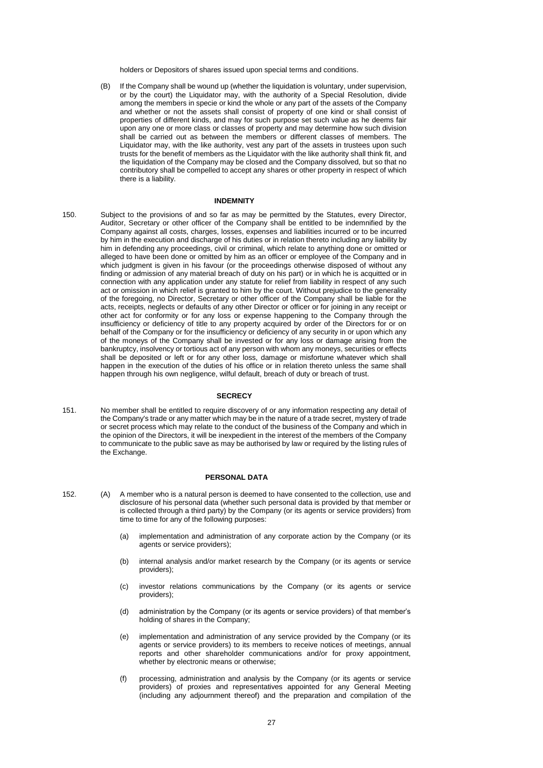holders or Depositors of shares issued upon special terms and conditions.

(B) If the Company shall be wound up (whether the liquidation is voluntary, under supervision, or by the court) the Liquidator may, with the authority of a Special Resolution, divide among the members in specie or kind the whole or any part of the assets of the Company and whether or not the assets shall consist of property of one kind or shall consist of properties of different kinds, and may for such purpose set such value as he deems fair upon any one or more class or classes of property and may determine how such division shall be carried out as between the members or different classes of members. The Liquidator may, with the like authority, vest any part of the assets in trustees upon such trusts for the benefit of members as the Liquidator with the like authority shall think fit, and the liquidation of the Company may be closed and the Company dissolved, but so that no contributory shall be compelled to accept any shares or other property in respect of which there is a liability.

## INDEMNITY

150. Subject to the provisions of and so far as may be permitted by the Statutes, every Director, Auditor, Secretary or other officer of the Company shall be entitled to be indemnified by the Company against all costs, charges, losses, expenses and liabilities incurred or to be incurred by him in the execution and discharge of his duties or in relation thereto including any liability by him in defending any proceedings, civil or criminal, which relate to anything done or omitted or alleged to have been done or omitted by him as an officer or employee of the Company and in which judgment is given in his favour (or the proceedings otherwise disposed of without any finding or admission of any material breach of duty on his part) or in which he is acquitted or in connection with any application under any statute for relief from liability in respect of any such act or omission in which relief is granted to him by the court. Without prejudice to the generality of the foregoing, no Director, Secretary or other officer of the Company shall be liable for the acts, receipts, neglects or defaults of any other Director or officer or for joining in any receipt or other act for conformity or for any loss or expense happening to the Company through the insufficiency or deficiency of title to any property acquired by order of the Directors for or on behalf of the Company or for the insufficiency or deficiency of any security in or upon which any of the moneys of the Company shall be invested or for any loss or damage arising from the bankruptcy, insolvency or tortious act of any person with whom any moneys, securities or effects shall be deposited or left or for any other loss, damage or misfortune whatever which shall happen in the execution of the duties of his office or in relation thereto unless the same shall happen through his own negligence, wilful default, breach of duty or breach of trust.

## SECRECY

151. No member shall be entitled to require discovery of or any information respecting any detail of the Company's trade or any matter which may be in the nature of a trade secret, mystery of trade or secret process which may relate to the conduct of the business of the Company and which in the opinion of the Directors, it will be inexpedient in the interest of the members of the Company to communicate to the public save as may be authorised by law or required by the listing rules of the Exchange.

## PERSONAL DATA

152. (A) A member who is a natural person is deemed to have consented to the collection, use and disclosure of his personal data (whether such personal data is provided by that member or is collected through a third party) by the Company (or its agents or service providers) from time to time for any of the following purposes:

(a) implementation and administration of any corporate action by the Company (or its agents or service providers);

(b) internal analysis and/or market research by the Company (or its agents or service providers);

(c) investor relations communications by the Company (or its agents or service providers);

(d) administration by the Company (or its agents or service providers) of that member's holding of shares in the Company;

(e) implementation and administration of any service provided by the Company (or its agents or service providers) to its members to receive notices of meetings, annual reports and other shareholder communications and/or for proxy appointment, whether by electronic means or otherwise;

(f) processing, administration and analysis by the Company (or its agents or service providers) of proxies and representatives appointed for any General Meeting (including any adjournment thereof) and the preparation and compilation of the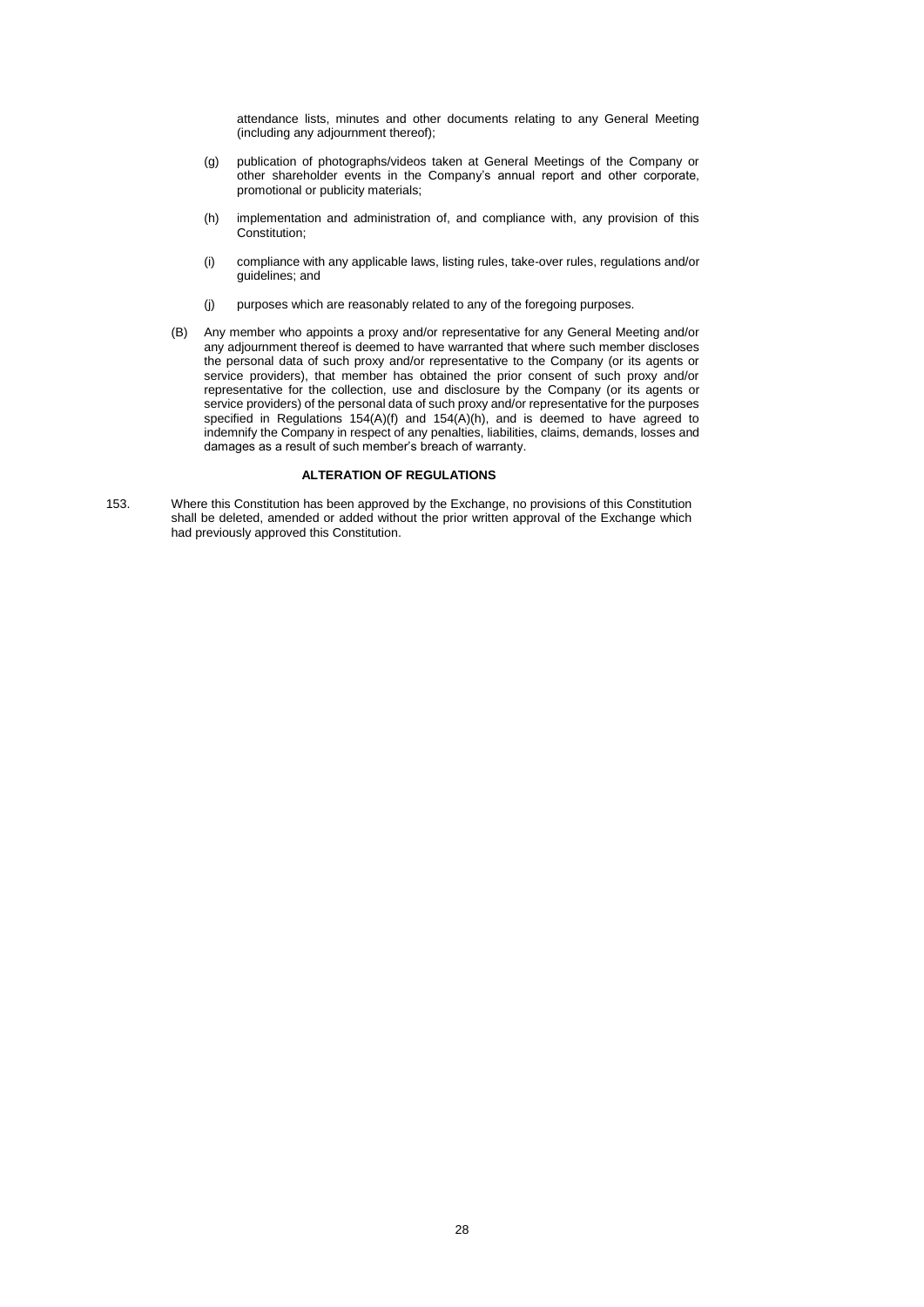attendance lists, minutes and other documents relating to any General Meeting (including any adjournment thereof);

(g) publication of photographs/videos taken at General Meetings of the Company or other shareholder events in the Company's annual report and other corporate, promotional or publicity materials;

(h) implementation and administration of, and compliance with, any provision of this Constitution;

(i) compliance with any applicable laws, listing rules, take-over rules, regulations and/or guidelines; and

(j) purposes which are reasonably related to any of the foregoing purposes.

(B) Any member who appoints a proxy and/or representative for any General Meeting and/or any adjournment thereof is deemed to have warranted that where such member discloses the personal data of such proxy and/or representative to the Company (or its agents or service providers), that member has obtained the prior consent of such proxy and/or representative for the collection, use and disclosure by the Company (or its agents or service providers) of the personal data of such proxy and/or representative for the purposes specified in Regulations 154(A)(f) and 154(A)(h), and is deemed to have agreed to indemnify the Company in respect of any penalties, liabilities, claims, demands, losses and damages as a result of such member's breach of warranty.

**ALTERATION OF REGULATIONS**

153. Where this Constitution has been approved by the Exchange, no provisions of this Constitution shall be deleted, amended or added without the prior written approval of the Exchange which had previously approved this Constitution.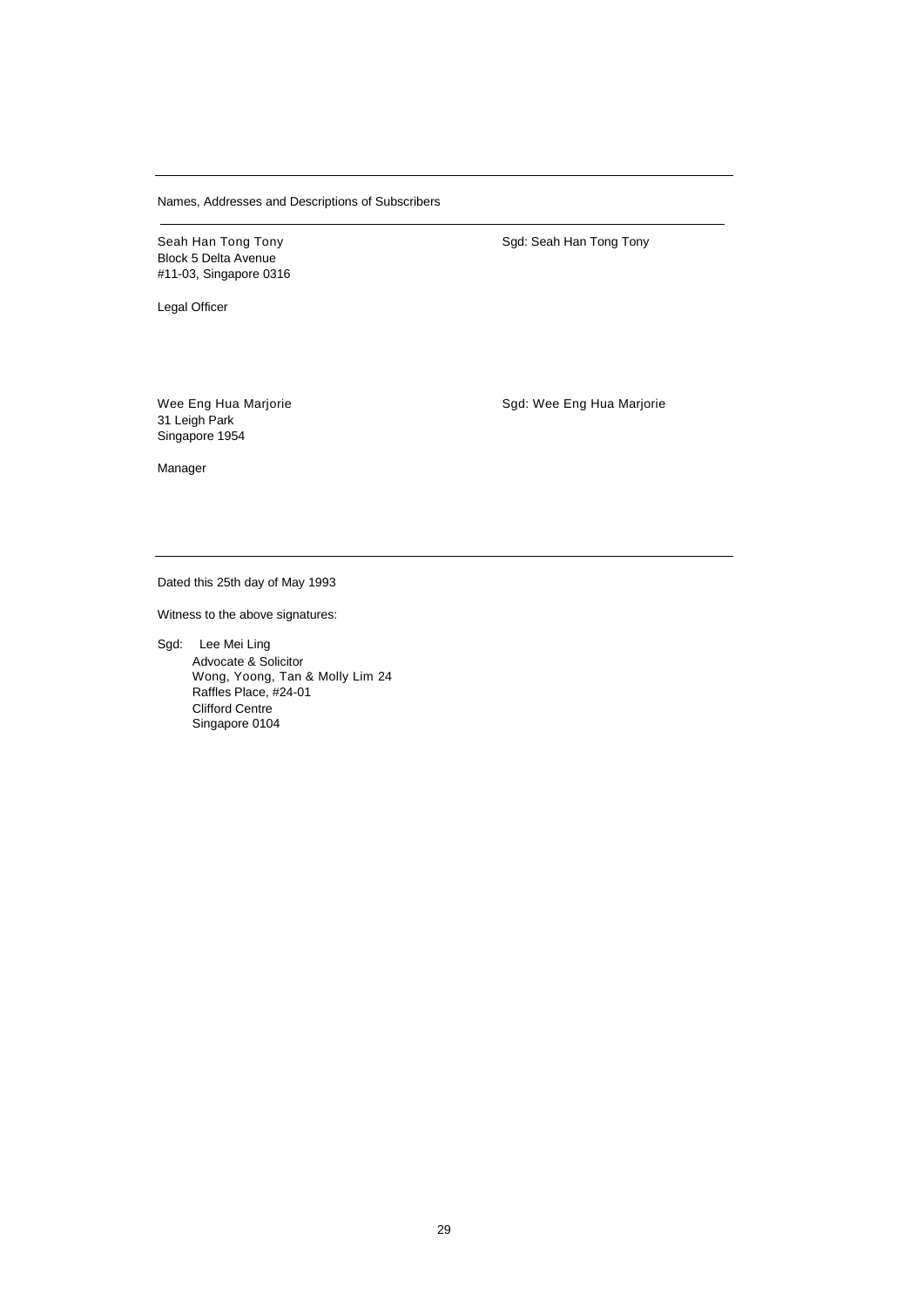Names, Addresses and Descriptions of Subscribers

| | |
|---|---|
| Seah Han Tong Tony<br>Block 5 Delta Avenue<br>#11-03, Singapore 0316<br><br>Legal Officer | Sgd: Seah Han Tong Tony |
| Wee Eng Hua Marjorie<br>31 Leigh Park<br>Singapore 1954<br><br>Manager | Sgd: Wee Eng Hua Marjorie |

Dated this 25th day of May 1993

Witness to the above signatures:

Sgd: Lee Mei Ling
Advocate & Solicitor
Wong, Yoong, Tan & Molly Lim 24
Raffles Place, #24-01
Clifford Centre
Singapore 0104